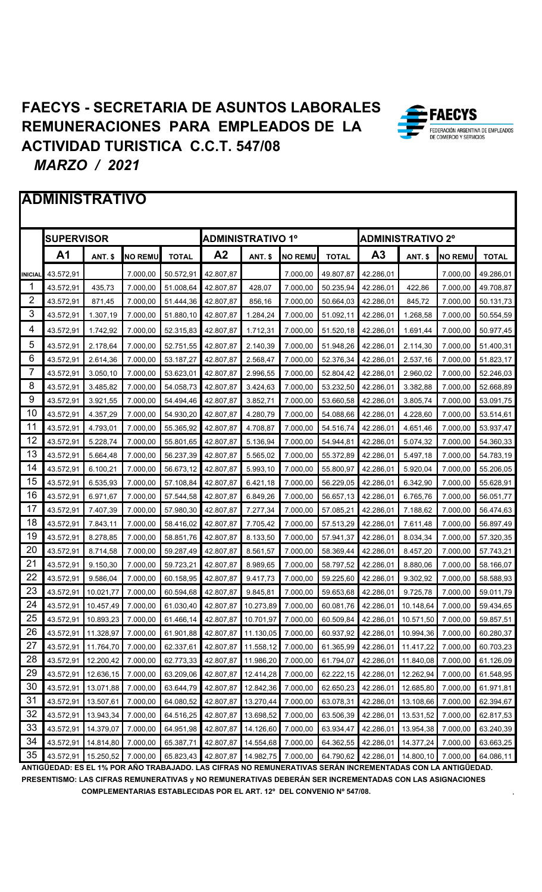# FAECYS - SECRETARIA DE ASUNTOS LABORALES
# REMUNERACIONES PARA EMPLEADOS DE LA ACTIVIDAD TURISTICA C.C.T. 547/08

## *MARZO / 2021*

FAECYS FEDERACIÓN ARGENTINA DE EMPLEADOS DE COMERCIO Y SERVICIOS

## ADMINISTRATIVO

| | SUPERVISOR | | | | ADMINISTRATIVO 1º | | | | ADMINISTRATIVO 2º | | | |
|---|---|---|---|---|---|---|---|---|---|---|---|---|
| | A1 | ANT. $ | NO REMU | TOTAL | A2 | ANT. $ | NO REMU | TOTAL | A3 | ANT. $ | NO REMU | TOTAL |
| INICIAL | 43.572,91 | | 7.000,00 | 50.572,91 | 42.807,87 | | 7.000,00 | 49.807,87 | 42.286,01 | | 7.000,00 | 49.286,01 |
| 1 | 43.572,91 | 435,73 | 7.000,00 | 51.008,64 | 42.807,87 | 428,07 | 7.000,00 | 50.235,94 | 42.286,01 | 422,86 | 7.000,00 | 49.708,87 |
| 2 | 43.572,91 | 871,45 | 7.000,00 | 51.444,36 | 42.807,87 | 856,16 | 7.000,00 | 50.664,03 | 42.286,01 | 845,72 | 7.000,00 | 50.131,73 |
| 3 | 43.572,91 | 1.307,19 | 7.000,00 | 51.880,10 | 42.807,87 | 1.284,24 | 7.000,00 | 51.092,11 | 42.286,01 | 1.268,58 | 7.000,00 | 50.554,59 |
| 4 | 43.572,91 | 1.742,92 | 7.000,00 | 52.315,83 | 42.807,87 | 1.712,31 | 7.000,00 | 51.520,18 | 42.286,01 | 1.691,44 | 7.000,00 | 50.977,45 |
| 5 | 43.572,91 | 2.178,64 | 7.000,00 | 52.751,55 | 42.807,87 | 2.140,39 | 7.000,00 | 51.948,26 | 42.286,01 | 2.114,30 | 7.000,00 | 51.400,31 |
| 6 | 43.572,91 | 2.614,36 | 7.000,00 | 53.187,27 | 42.807,87 | 2.568,47 | 7.000,00 | 52.376,34 | 42.286,01 | 2.537,16 | 7.000,00 | 51.823,17 |
| 7 | 43.572,91 | 3.050,10 | 7.000,00 | 53.623,01 | 42.807,87 | 2.996,55 | 7.000,00 | 52.804,42 | 42.286,01 | 2.960,02 | 7.000,00 | 52.246,03 |
| 8 | 43.572,91 | 3.485,82 | 7.000,00 | 54.058,73 | 42.807,87 | 3.424,63 | 7.000,00 | 53.232,50 | 42.286,01 | 3.382,88 | 7.000,00 | 52.668,89 |
| 9 | 43.572,91 | 3.921,55 | 7.000,00 | 54.494,46 | 42.807,87 | 3.852,71 | 7.000,00 | 53.660,58 | 42.286,01 | 3.805,74 | 7.000,00 | 53.091,75 |
| 10 | 43.572,91 | 4.357,29 | 7.000,00 | 54.930,20 | 42.807,87 | 4.280,79 | 7.000,00 | 54.088,66 | 42.286,01 | 4.228,60 | 7.000,00 | 53.514,61 |
| 11 | 43.572,91 | 4.793,01 | 7.000,00 | 55.365,92 | 42.807,87 | 4.708,87 | 7.000,00 | 54.516,74 | 42.286,01 | 4.651,46 | 7.000,00 | 53.937,47 |
| 12 | 43.572,91 | 5.228,74 | 7.000,00 | 55.801,65 | 42.807,87 | 5.136,94 | 7.000,00 | 54.944,81 | 42.286,01 | 5.074,32 | 7.000,00 | 54.360,33 |
| 13 | 43.572,91 | 5.664,48 | 7.000,00 | 56.237,39 | 42.807,87 | 5.565,02 | 7.000,00 | 55.372,89 | 42.286,01 | 5.497,18 | 7.000,00 | 54.783,19 |
| 14 | 43.572,91 | 6.100,21 | 7.000,00 | 56.673,12 | 42.807,87 | 5.993,10 | 7.000,00 | 55.800,97 | 42.286,01 | 5.920,04 | 7.000,00 | 55.206,05 |
| 15 | 43.572,91 | 6.535,93 | 7.000,00 | 57.108,84 | 42.807,87 | 6.421,18 | 7.000,00 | 56.229,05 | 42.286,01 | 6.342,90 | 7.000,00 | 55.628,91 |
| 16 | 43.572,91 | 6.971,67 | 7.000,00 | 57.544,58 | 42.807,87 | 6.849,26 | 7.000,00 | 56.657,13 | 42.286,01 | 6.765,76 | 7.000,00 | 56.051,77 |
| 17 | 43.572,91 | 7.407,39 | 7.000,00 | 57.980,30 | 42.807,87 | 7.277,34 | 7.000,00 | 57.085,21 | 42.286,01 | 7.188,62 | 7.000,00 | 56.474,63 |
| 18 | 43.572,91 | 7.843,11 | 7.000,00 | 58.416,02 | 42.807,87 | 7.705,42 | 7.000,00 | 57.513,29 | 42.286,01 | 7.611,48 | 7.000,00 | 56.897,49 |
| 19 | 43.572,91 | 8.278,85 | 7.000,00 | 58.851,76 | 42.807,87 | 8.133,50 | 7.000,00 | 57.941,37 | 42.286,01 | 8.034,34 | 7.000,00 | 57.320,35 |
| 20 | 43.572,91 | 8.714,58 | 7.000,00 | 59.287,49 | 42.807,87 | 8.561,57 | 7.000,00 | 58.369,44 | 42.286,01 | 8.457,20 | 7.000,00 | 57.743,21 |
| 21 | 43.572,91 | 9.150,30 | 7.000,00 | 59.723,21 | 42.807,87 | 8.989,65 | 7.000,00 | 58.797,52 | 42.286,01 | 8.880,06 | 7.000,00 | 58.166,07 |
| 22 | 43.572,91 | 9.586,04 | 7.000,00 | 60.158,95 | 42.807,87 | 9.417,73 | 7.000,00 | 59.225,60 | 42.286,01 | 9.302,92 | 7.000,00 | 58.588,93 |
| 23 | 43.572,91 | 10.021,77 | 7.000,00 | 60.594,68 | 42.807,87 | 9.845,81 | 7.000,00 | 59.653,68 | 42.286,01 | 9.725,78 | 7.000,00 | 59.011,79 |
| 24 | 43.572,91 | 10.457,49 | 7.000,00 | 61.030,40 | 42.807,87 | 10.273,89 | 7.000,00 | 60.081,76 | 42.286,01 | 10.148,64 | 7.000,00 | 59.434,65 |
| 25 | 43.572,91 | 10.893,23 | 7.000,00 | 61.466,14 | 42.807,87 | 10.701,97 | 7.000,00 | 60.509,84 | 42.286,01 | 10.571,50 | 7.000,00 | 59.857,51 |
| 26 | 43.572,91 | 11.328,97 | 7.000,00 | 61.901,88 | 42.807,87 | 11.130,05 | 7.000,00 | 60.937,92 | 42.286,01 | 10.994,36 | 7.000,00 | 60.280,37 |
| 27 | 43.572,91 | 11.764,70 | 7.000,00 | 62.337,61 | 42.807,87 | 11.558,12 | 7.000,00 | 61.365,99 | 42.286,01 | 11.417,22 | 7.000,00 | 60.703,23 |
| 28 | 43.572,91 | 12.200,42 | 7.000,00 | 62.773,33 | 42.807,87 | 11.986,20 | 7.000,00 | 61.794,07 | 42.286,01 | 11.840,08 | 7.000,00 | 61.126,09 |
| 29 | 43.572,91 | 12.636,15 | 7.000,00 | 63.209,06 | 42.807,87 | 12.414,28 | 7.000,00 | 62.222,15 | 42.286,01 | 12.262,94 | 7.000,00 | 61.548,95 |
| 30 | 43.572,91 | 13.071,88 | 7.000,00 | 63.644,79 | 42.807,87 | 12.842,36 | 7.000,00 | 62.650,23 | 42.286,01 | 12.685,80 | 7.000,00 | 61.971,81 |
| 31 | 43.572,91 | 13.507,61 | 7.000,00 | 64.080,52 | 42.807,87 | 13.270,44 | 7.000,00 | 63.078,31 | 42.286,01 | 13.108,66 | 7.000,00 | 62.394,67 |
| 32 | 43.572,91 | 13.943,34 | 7.000,00 | 64.516,25 | 42.807,87 | 13.698,52 | 7.000,00 | 63.506,39 | 42.286,01 | 13.531,52 | 7.000,00 | 62.817,53 |
| 33 | 43.572,91 | 14.379,07 | 7.000,00 | 64.951,98 | 42.807,87 | 14.126,60 | 7.000,00 | 63.934,47 | 42.286,01 | 13.954,38 | 7.000,00 | 63.240,39 |
| 34 | 43.572,91 | 14.814,80 | 7.000,00 | 65.387,71 | 42.807,87 | 14.554,68 | 7.000,00 | 64.362,55 | 42.286,01 | 14.377,24 | 7.000,00 | 63.663,25 |
| 35 | 43.572,91 | 15.250,52 | 7.000,00 | 65.823,43 | 42.807,87 | 14.982,75 | 7.000,00 | 64.790,62 | 42.286,01 | 14.800,10 | 7.000,00 | 64.086,11 |

**ANTIGÜEDAD: ES EL 1% POR AÑO TRABAJADO. LAS CIFRAS NO REMUNERATIVAS SERÁN INCREMENTADAS CON LA ANTIGÜEDAD.**

**PRESENTISMO: LAS CIFRAS REMUNERATIVAS y NO REMUNERATIVAS DEBERÁN SER INCREMENTADAS CON LAS ASIGNACIONES COMPLEMENTARIAS ESTABLECIDAS POR EL ART. 12º DEL CONVENIO Nº 547/08.**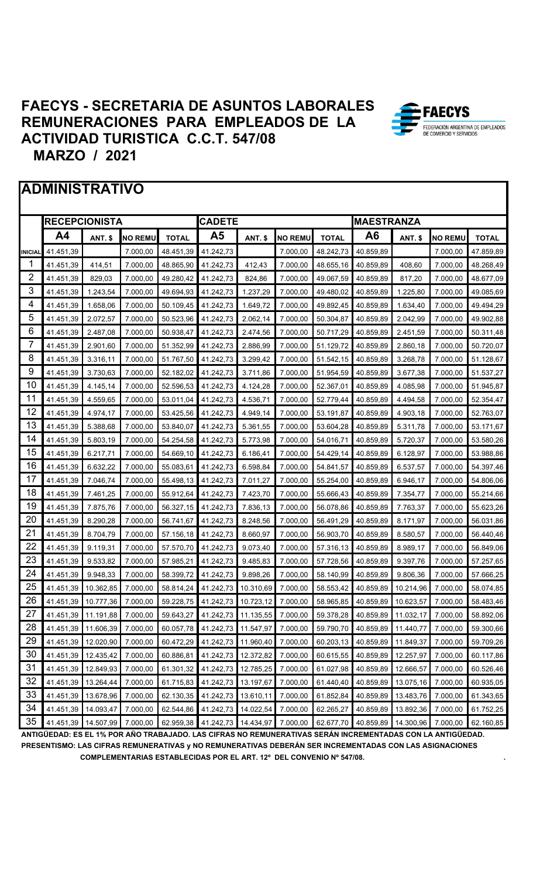# FAECYS - SECRETARIA DE ASUNTOS LABORALES
# REMUNERACIONES PARA EMPLEADOS DE LA ACTIVIDAD TURISTICA C.C.T. 547/08
## MARZO / 2021

## ADMINISTRATIVO

| | RECEPCIONISTA | | | | CADETE | | | | MAESTRANZA | | | |
|---|---|---|---|---|---|---|---|---|---|---|---|---|
| | A4 | ANT. $ | NO REMU | TOTAL | A5 | ANT. $ | NO REMU | TOTAL | A6 | ANT. $ | NO REMU | TOTAL |
| INICIAL | 41.451,39 | | 7.000,00 | 48.451,39 | 41.242,73 | | 7.000,00 | 48.242,73 | 40.859,89 | | 7.000,00 | 47.859,89 |
| 1 | 41.451,39 | 414,51 | 7.000,00 | 48.865,90 | 41.242,73 | 412,43 | 7.000,00 | 48.655,16 | 40.859,89 | 408,60 | 7.000,00 | 48.268,49 |
| 2 | 41.451,39 | 829,03 | 7.000,00 | 49.280,42 | 41.242,73 | 824,86 | 7.000,00 | 49.067,59 | 40.859,89 | 817,20 | 7.000,00 | 48.677,09 |
| 3 | 41.451,39 | 1.243,54 | 7.000,00 | 49.694,93 | 41.242,73 | 1.237,29 | 7.000,00 | 49.480,02 | 40.859,89 | 1.225,80 | 7.000,00 | 49.085,69 |
| 4 | 41.451,39 | 1.658,06 | 7.000,00 | 50.109,45 | 41.242,73 | 1.649,72 | 7.000,00 | 49.892,45 | 40.859,89 | 1.634,40 | 7.000,00 | 49.494,29 |
| 5 | 41.451,39 | 2.072,57 | 7.000,00 | 50.523,96 | 41.242,73 | 2.062,14 | 7.000,00 | 50.304,87 | 40.859,89 | 2.042,99 | 7.000,00 | 49.902,88 |
| 6 | 41.451,39 | 2.487,08 | 7.000,00 | 50.938,47 | 41.242,73 | 2.474,56 | 7.000,00 | 50.717,29 | 40.859,89 | 2.451,59 | 7.000,00 | 50.311,48 |
| 7 | 41.451,39 | 2.901,60 | 7.000,00 | 51.352,99 | 41.242,73 | 2.886,99 | 7.000,00 | 51.129,72 | 40.859,89 | 2.860,18 | 7.000,00 | 50.720,07 |
| 8 | 41.451,39 | 3.316,11 | 7.000,00 | 51.767,50 | 41.242,73 | 3.299,42 | 7.000,00 | 51.542,15 | 40.859,89 | 3.268,78 | 7.000,00 | 51.128,67 |
| 9 | 41.451,39 | 3.730,63 | 7.000,00 | 52.182,02 | 41.242,73 | 3.711,86 | 7.000,00 | 51.954,59 | 40.859,89 | 3.677,38 | 7.000,00 | 51.537,27 |
| 10 | 41.451,39 | 4.145,14 | 7.000,00 | 52.596,53 | 41.242,73 | 4.124,28 | 7.000,00 | 52.367,01 | 40.859,89 | 4.085,98 | 7.000,00 | 51.945,87 |
| 11 | 41.451,39 | 4.559,65 | 7.000,00 | 53.011,04 | 41.242,73 | 4.536,71 | 7.000,00 | 52.779,44 | 40.859,89 | 4.494,58 | 7.000,00 | 52.354,47 |
| 12 | 41.451,39 | 4.974,17 | 7.000,00 | 53.425,56 | 41.242,73 | 4.949,14 | 7.000,00 | 53.191,87 | 40.859,89 | 4.903,18 | 7.000,00 | 52.763,07 |
| 13 | 41.451,39 | 5.388,68 | 7.000,00 | 53.840,07 | 41.242,73 | 5.361,55 | 7.000,00 | 53.604,28 | 40.859,89 | 5.311,78 | 7.000,00 | 53.171,67 |
| 14 | 41.451,39 | 5.803,19 | 7.000,00 | 54.254,58 | 41.242,73 | 5.773,98 | 7.000,00 | 54.016,71 | 40.859,89 | 5.720,37 | 7.000,00 | 53.580,26 |
| 15 | 41.451,39 | 6.217,71 | 7.000,00 | 54.669,10 | 41.242,73 | 6.186,41 | 7.000,00 | 54.429,14 | 40.859,89 | 6.128,97 | 7.000,00 | 53.988,86 |
| 16 | 41.451,39 | 6.632,22 | 7.000,00 | 55.083,61 | 41.242,73 | 6.598,84 | 7.000,00 | 54.841,57 | 40.859,89 | 6.537,57 | 7.000,00 | 54.397,46 |
| 17 | 41.451,39 | 7.046,74 | 7.000,00 | 55.498,13 | 41.242,73 | 7.011,27 | 7.000,00 | 55.254,00 | 40.859,89 | 6.946,17 | 7.000,00 | 54.806,06 |
| 18 | 41.451,39 | 7.461,25 | 7.000,00 | 55.912,64 | 41.242,73 | 7.423,70 | 7.000,00 | 55.666,43 | 40.859,89 | 7.354,77 | 7.000,00 | 55.214,66 |
| 19 | 41.451,39 | 7.875,76 | 7.000,00 | 56.327,15 | 41.242,73 | 7.836,13 | 7.000,00 | 56.078,86 | 40.859,89 | 7.763,37 | 7.000,00 | 55.623,26 |
| 20 | 41.451,39 | 8.290,28 | 7.000,00 | 56.741,67 | 41.242,73 | 8.248,56 | 7.000,00 | 56.491,29 | 40.859,89 | 8.171,97 | 7.000,00 | 56.031,86 |
| 21 | 41.451,39 | 8.704,79 | 7.000,00 | 57.156,18 | 41.242,73 | 8.660,97 | 7.000,00 | 56.903,70 | 40.859,89 | 8.580,57 | 7.000,00 | 56.440,46 |
| 22 | 41.451,39 | 9.119,31 | 7.000,00 | 57.570,70 | 41.242,73 | 9.073,40 | 7.000,00 | 57.316,13 | 40.859,89 | 8.989,17 | 7.000,00 | 56.849,06 |
| 23 | 41.451,39 | 9.533,82 | 7.000,00 | 57.985,21 | 41.242,73 | 9.485,83 | 7.000,00 | 57.728,56 | 40.859,89 | 9.397,76 | 7.000,00 | 57.257,65 |
| 24 | 41.451,39 | 9.948,33 | 7.000,00 | 58.399,72 | 41.242,73 | 9.898,26 | 7.000,00 | 58.140,99 | 40.859,89 | 9.806,36 | 7.000,00 | 57.666,25 |
| 25 | 41.451,39 | 10.362,85 | 7.000,00 | 58.814,24 | 41.242,73 | 10.310,69 | 7.000,00 | 58.553,42 | 40.859,89 | 10.214,96 | 7.000,00 | 58.074,85 |
| 26 | 41.451,39 | 10.777,36 | 7.000,00 | 59.228,75 | 41.242,73 | 10.723,12 | 7.000,00 | 58.965,85 | 40.859,89 | 10.623,57 | 7.000,00 | 58.483,46 |
| 27 | 41.451,39 | 11.191,88 | 7.000,00 | 59.643,27 | 41.242,73 | 11.135,55 | 7.000,00 | 59.378,28 | 40.859,89 | 11.032,17 | 7.000,00 | 58.892,06 |
| 28 | 41.451,39 | 11.606,39 | 7.000,00 | 60.057,78 | 41.242,73 | 11.547,97 | 7.000,00 | 59.790,70 | 40.859,89 | 11.440,77 | 7.000,00 | 59.300,66 |
| 29 | 41.451,39 | 12.020,90 | 7.000,00 | 60.472,29 | 41.242,73 | 11.960,40 | 7.000,00 | 60.203,13 | 40.859,89 | 11.849,37 | 7.000,00 | 59.709,26 |
| 30 | 41.451,39 | 12.435,42 | 7.000,00 | 60.886,81 | 41.242,73 | 12.372,82 | 7.000,00 | 60.615,55 | 40.859,89 | 12.257,97 | 7.000,00 | 60.117,86 |
| 31 | 41.451,39 | 12.849,93 | 7.000,00 | 61.301,32 | 41.242,73 | 12.785,25 | 7.000,00 | 61.027,98 | 40.859,89 | 12.666,57 | 7.000,00 | 60.526,46 |
| 32 | 41.451,39 | 13.264,44 | 7.000,00 | 61.715,83 | 41.242,73 | 13.197,67 | 7.000,00 | 61.440,40 | 40.859,89 | 13.075,16 | 7.000,00 | 60.935,05 |
| 33 | 41.451,39 | 13.678,96 | 7.000,00 | 62.130,35 | 41.242,73 | 13.610,11 | 7.000,00 | 61.852,84 | 40.859,89 | 13.483,76 | 7.000,00 | 61.343,65 |
| 34 | 41.451,39 | 14.093,47 | 7.000,00 | 62.544,86 | 41.242,73 | 14.022,54 | 7.000,00 | 62.265,27 | 40.859,89 | 13.892,36 | 7.000,00 | 61.752,25 |
| 35 | 41.451,39 | 14.507,99 | 7.000,00 | 62.959,38 | 41.242,73 | 14.434,97 | 7.000,00 | 62.677,70 | 40.859,89 | 14.300,96 | 7.000,00 | 62.160,85 |

**ANTIGÜEDAD: ES EL 1% POR AÑO TRABAJADO. LAS CIFRAS NO REMUNERATIVAS SERÁN INCREMENTADAS CON LA ANTIGÜEDAD.**
**PRESENTISMO: LAS CIFRAS REMUNERATIVAS y NO REMUNERATIVAS DEBERÁN SER INCREMENTADAS CON LAS ASIGNACIONES COMPLEMENTARIAS ESTABLECIDAS POR EL ART. 12º DEL CONVENIO Nº 547/08.**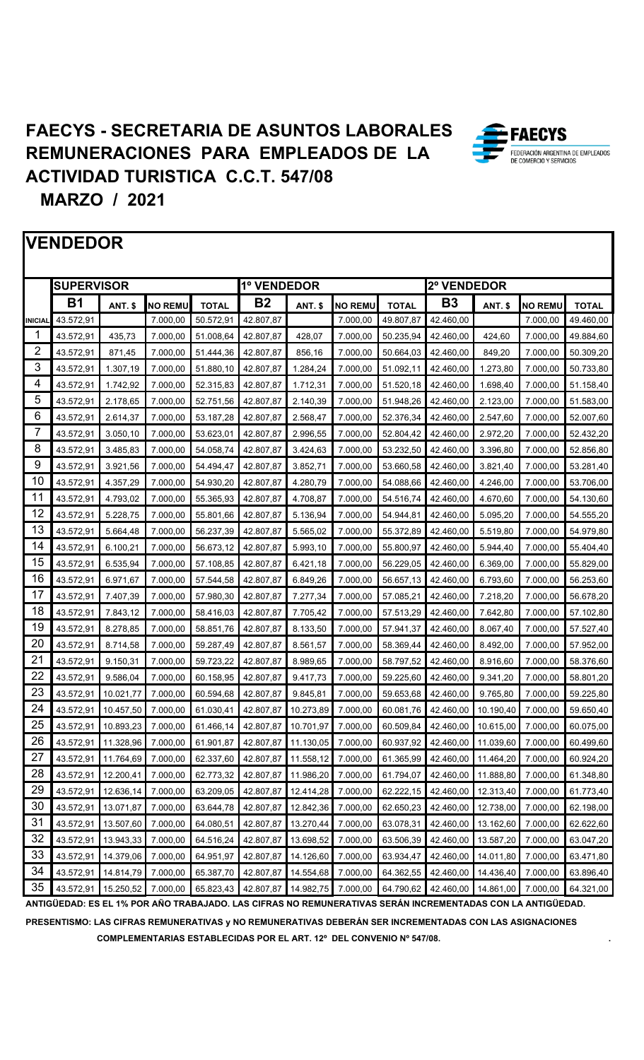# FAECYS - SECRETARIA DE ASUNTOS LABORALES
# REMUNERACIONES PARA EMPLEADOS DE LA ACTIVIDAD TURISTICA C.C.T. 547/08

## MARZO / 2021

## VENDEDOR

| | SUPERVISOR | | | | 1º VENDEDOR | | | | 2º VENDEDOR | | | |
|---|---|---|---|---|---|---|---|---|---|---|---|---|
| | B1 | ANT. $ | NO REMU | TOTAL | B2 | ANT. $ | NO REMU | TOTAL | B3 | ANT. $ | NO REMU | TOTAL |
| INICIAL | 43.572,91 | | 7.000,00 | 50.572,91 | 42.807,87 | | 7.000,00 | 49.807,87 | 42.460,00 | | 7.000,00 | 49.460,00 |
| 1 | 43.572,91 | 435,73 | 7.000,00 | 51.008,64 | 42.807,87 | 428,07 | 7.000,00 | 50.235,94 | 42.460,00 | 424,60 | 7.000,00 | 49.884,60 |
| 2 | 43.572,91 | 871,45 | 7.000,00 | 51.444,36 | 42.807,87 | 856,16 | 7.000,00 | 50.664,03 | 42.460,00 | 849,20 | 7.000,00 | 50.309,20 |
| 3 | 43.572,91 | 1.307,19 | 7.000,00 | 51.880,10 | 42.807,87 | 1.284,24 | 7.000,00 | 51.092,11 | 42.460,00 | 1.273,80 | 7.000,00 | 50.733,80 |
| 4 | 43.572,91 | 1.742,92 | 7.000,00 | 52.315,83 | 42.807,87 | 1.712,31 | 7.000,00 | 51.520,18 | 42.460,00 | 1.698,40 | 7.000,00 | 51.158,40 |
| 5 | 43.572,91 | 2.178,65 | 7.000,00 | 52.751,56 | 42.807,87 | 2.140,39 | 7.000,00 | 51.948,26 | 42.460,00 | 2.123,00 | 7.000,00 | 51.583,00 |
| 6 | 43.572,91 | 2.614,37 | 7.000,00 | 53.187,28 | 42.807,87 | 2.568,47 | 7.000,00 | 52.376,34 | 42.460,00 | 2.547,60 | 7.000,00 | 52.007,60 |
| 7 | 43.572,91 | 3.050,10 | 7.000,00 | 53.623,01 | 42.807,87 | 2.996,55 | 7.000,00 | 52.804,42 | 42.460,00 | 2.972,20 | 7.000,00 | 52.432,20 |
| 8 | 43.572,91 | 3.485,83 | 7.000,00 | 54.058,74 | 42.807,87 | 3.424,63 | 7.000,00 | 53.232,50 | 42.460,00 | 3.396,80 | 7.000,00 | 52.856,80 |
| 9 | 43.572,91 | 3.921,56 | 7.000,00 | 54.494,47 | 42.807,87 | 3.852,71 | 7.000,00 | 53.660,58 | 42.460,00 | 3.821,40 | 7.000,00 | 53.281,40 |
| 10 | 43.572,91 | 4.357,29 | 7.000,00 | 54.930,20 | 42.807,87 | 4.280,79 | 7.000,00 | 54.088,66 | 42.460,00 | 4.246,00 | 7.000,00 | 53.706,00 |
| 11 | 43.572,91 | 4.793,02 | 7.000,00 | 55.365,93 | 42.807,87 | 4.708,87 | 7.000,00 | 54.516,74 | 42.460,00 | 4.670,60 | 7.000,00 | 54.130,60 |
| 12 | 43.572,91 | 5.228,75 | 7.000,00 | 55.801,66 | 42.807,87 | 5.136,94 | 7.000,00 | 54.944,81 | 42.460,00 | 5.095,20 | 7.000,00 | 54.555,20 |
| 13 | 43.572,91 | 5.664,48 | 7.000,00 | 56.237,39 | 42.807,87 | 5.565,02 | 7.000,00 | 55.372,89 | 42.460,00 | 5.519,80 | 7.000,00 | 54.979,80 |
| 14 | 43.572,91 | 6.100,21 | 7.000,00 | 56.673,12 | 42.807,87 | 5.993,10 | 7.000,00 | 55.800,97 | 42.460,00 | 5.944,40 | 7.000,00 | 55.404,40 |
| 15 | 43.572,91 | 6.535,94 | 7.000,00 | 57.108,85 | 42.807,87 | 6.421,18 | 7.000,00 | 56.229,05 | 42.460,00 | 6.369,00 | 7.000,00 | 55.829,00 |
| 16 | 43.572,91 | 6.971,67 | 7.000,00 | 57.544,58 | 42.807,87 | 6.849,26 | 7.000,00 | 56.657,13 | 42.460,00 | 6.793,60 | 7.000,00 | 56.253,60 |
| 17 | 43.572,91 | 7.407,39 | 7.000,00 | 57.980,30 | 42.807,87 | 7.277,34 | 7.000,00 | 57.085,21 | 42.460,00 | 7.218,20 | 7.000,00 | 56.678,20 |
| 18 | 43.572,91 | 7.843,12 | 7.000,00 | 58.416,03 | 42.807,87 | 7.705,42 | 7.000,00 | 57.513,29 | 42.460,00 | 7.642,80 | 7.000,00 | 57.102,80 |
| 19 | 43.572,91 | 8.278,85 | 7.000,00 | 58.851,76 | 42.807,87 | 8.133,50 | 7.000,00 | 57.941,37 | 42.460,00 | 8.067,40 | 7.000,00 | 57.527,40 |
| 20 | 43.572,91 | 8.714,58 | 7.000,00 | 59.287,49 | 42.807,87 | 8.561,57 | 7.000,00 | 58.369,44 | 42.460,00 | 8.492,00 | 7.000,00 | 57.952,00 |
| 21 | 43.572,91 | 9.150,31 | 7.000,00 | 59.723,22 | 42.807,87 | 8.989,65 | 7.000,00 | 58.797,52 | 42.460,00 | 8.916,60 | 7.000,00 | 58.376,60 |
| 22 | 43.572,91 | 9.586,04 | 7.000,00 | 60.158,95 | 42.807,87 | 9.417,73 | 7.000,00 | 59.225,60 | 42.460,00 | 9.341,20 | 7.000,00 | 58.801,20 |
| 23 | 43.572,91 | 10.021,77 | 7.000,00 | 60.594,68 | 42.807,87 | 9.845,81 | 7.000,00 | 59.653,68 | 42.460,00 | 9.765,80 | 7.000,00 | 59.225,80 |
| 24 | 43.572,91 | 10.457,50 | 7.000,00 | 61.030,41 | 42.807,87 | 10.273,89 | 7.000,00 | 60.081,76 | 42.460,00 | 10.190,40 | 7.000,00 | 59.650,40 |
| 25 | 43.572,91 | 10.893,23 | 7.000,00 | 61.466,14 | 42.807,87 | 10.701,97 | 7.000,00 | 60.509,84 | 42.460,00 | 10.615,00 | 7.000,00 | 60.075,00 |
| 26 | 43.572,91 | 11.328,96 | 7.000,00 | 61.901,87 | 42.807,87 | 11.130,05 | 7.000,00 | 60.937,92 | 42.460,00 | 11.039,60 | 7.000,00 | 60.499,60 |
| 27 | 43.572,91 | 11.764,69 | 7.000,00 | 62.337,60 | 42.807,87 | 11.558,12 | 7.000,00 | 61.365,99 | 42.460,00 | 11.464,20 | 7.000,00 | 60.924,20 |
| 28 | 43.572,91 | 12.200,41 | 7.000,00 | 62.773,32 | 42.807,87 | 11.986,20 | 7.000,00 | 61.794,07 | 42.460,00 | 11.888,80 | 7.000,00 | 61.348,80 |
| 29 | 43.572,91 | 12.636,14 | 7.000,00 | 63.209,05 | 42.807,87 | 12.414,28 | 7.000,00 | 62.222,15 | 42.460,00 | 12.313,40 | 7.000,00 | 61.773,40 |
| 30 | 43.572,91 | 13.071,87 | 7.000,00 | 63.644,78 | 42.807,87 | 12.842,36 | 7.000,00 | 62.650,23 | 42.460,00 | 12.738,00 | 7.000,00 | 62.198,00 |
| 31 | 43.572,91 | 13.507,60 | 7.000,00 | 64.080,51 | 42.807,87 | 13.270,44 | 7.000,00 | 63.078,31 | 42.460,00 | 13.162,60 | 7.000,00 | 62.622,60 |
| 32 | 43.572,91 | 13.943,33 | 7.000,00 | 64.516,24 | 42.807,87 | 13.698,52 | 7.000,00 | 63.506,39 | 42.460,00 | 13.587,20 | 7.000,00 | 63.047,20 |
| 33 | 43.572,91 | 14.379,06 | 7.000,00 | 64.951,97 | 42.807,87 | 14.126,60 | 7.000,00 | 63.934,47 | 42.460,00 | 14.011,80 | 7.000,00 | 63.471,80 |
| 34 | 43.572,91 | 14.814,79 | 7.000,00 | 65.387,70 | 42.807,87 | 14.554,68 | 7.000,00 | 64.362,55 | 42.460,00 | 14.436,40 | 7.000,00 | 63.896,40 |
| 35 | 43.572,91 | 15.250,52 | 7.000,00 | 65.823,43 | 42.807,87 | 14.982,75 | 7.000,00 | 64.790,62 | 42.460,00 | 14.861,00 | 7.000,00 | 64.321,00 |

**ANTIGÜEDAD: ES EL 1% POR AÑO TRABAJADO. LAS CIFRAS NO REMUNERATIVAS SERÁN INCREMENTADAS CON LA ANTIGÜEDAD.**

**PRESENTISMO: LAS CIFRAS REMUNERATIVAS y NO REMUNERATIVAS DEBERÁN SER INCREMENTADAS CON LAS ASIGNACIONES COMPLEMENTARIAS ESTABLECIDAS POR EL ART. 12º DEL CONVENIO Nº 547/08.**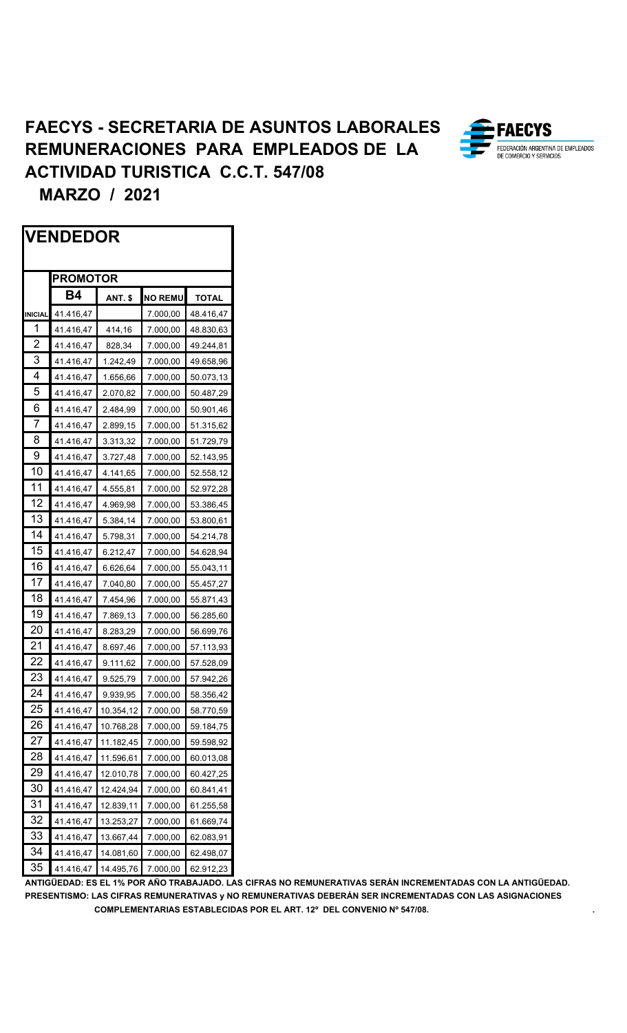# FAECYS - SECRETARIA DE ASUNTOS LABORALES
# REMUNERACIONES PARA EMPLEADOS DE LA ACTIVIDAD TURISTICA C.C.T. 547/08

## MARZO / 2021

FAECYS
FEDERACIÓN ARGENTINA DE EMPLEADOS DE COMERCIO Y SERVICIOS

| VENDEDOR | | | | |
|---|---|---|---|---|
| | PROMOTOR | | | |
| | B4 | ANT. $ | NO REMU | TOTAL |
| INICIAL | 41.416,47 | | 7.000,00 | 48.416,47 |
| 1 | 41.416,47 | 414,16 | 7.000,00 | 48.830,63 |
| 2 | 41.416,47 | 828,34 | 7.000,00 | 49.244,81 |
| 3 | 41.416,47 | 1.242,49 | 7.000,00 | 49.658,96 |
| 4 | 41.416,47 | 1.656,66 | 7.000,00 | 50.073,13 |
| 5 | 41.416,47 | 2.070,82 | 7.000,00 | 50.487,29 |
| 6 | 41.416,47 | 2.484,99 | 7.000,00 | 50.901,46 |
| 7 | 41.416,47 | 2.899,15 | 7.000,00 | 51.315,62 |
| 8 | 41.416,47 | 3.313,32 | 7.000,00 | 51.729,79 |
| 9 | 41.416,47 | 3.727,48 | 7.000,00 | 52.143,95 |
| 10 | 41.416,47 | 4.141,65 | 7.000,00 | 52.558,12 |
| 11 | 41.416,47 | 4.555,81 | 7.000,00 | 52.972,28 |
| 12 | 41.416,47 | 4.969,98 | 7.000,00 | 53.386,45 |
| 13 | 41.416,47 | 5.384,14 | 7.000,00 | 53.800,61 |
| 14 | 41.416,47 | 5.798,31 | 7.000,00 | 54.214,78 |
| 15 | 41.416,47 | 6.212,47 | 7.000,00 | 54.628,94 |
| 16 | 41.416,47 | 6.626,64 | 7.000,00 | 55.043,11 |
| 17 | 41.416,47 | 7.040,80 | 7.000,00 | 55.457,27 |
| 18 | 41.416,47 | 7.454,96 | 7.000,00 | 55.871,43 |
| 19 | 41.416,47 | 7.869,13 | 7.000,00 | 56.285,60 |
| 20 | 41.416,47 | 8.283,29 | 7.000,00 | 56.699,76 |
| 21 | 41.416,47 | 8.697,46 | 7.000,00 | 57.113,93 |
| 22 | 41.416,47 | 9.111,62 | 7.000,00 | 57.528,09 |
| 23 | 41.416,47 | 9.525,79 | 7.000,00 | 57.942,26 |
| 24 | 41.416,47 | 9.939,95 | 7.000,00 | 58.356,42 |
| 25 | 41.416,47 | 10.354,12 | 7.000,00 | 58.770,59 |
| 26 | 41.416,47 | 10.768,28 | 7.000,00 | 59.184,75 |
| 27 | 41.416,47 | 11.182,45 | 7.000,00 | 59.598,92 |
| 28 | 41.416,47 | 11.596,61 | 7.000,00 | 60.013,08 |
| 29 | 41.416,47 | 12.010,78 | 7.000,00 | 60.427,25 |
| 30 | 41.416,47 | 12.424,94 | 7.000,00 | 60.841,41 |
| 31 | 41.416,47 | 12.839,11 | 7.000,00 | 61.255,58 |
| 32 | 41.416,47 | 13.253,27 | 7.000,00 | 61.669,74 |
| 33 | 41.416,47 | 13.667,44 | 7.000,00 | 62.083,91 |
| 34 | 41.416,47 | 14.081,60 | 7.000,00 | 62.498,07 |
| 35 | 41.416,47 | 14.495,76 | 7.000,00 | 62.912,23 |

**ANTIGÜEDAD: ES EL 1% POR AÑO TRABAJADO. LAS CIFRAS NO REMUNERATIVAS SERÁN INCREMENTADAS CON LA ANTIGÜEDAD.**
**PRESENTISMO: LAS CIFRAS REMUNERATIVAS y NO REMUNERATIVAS DEBERÁN SER INCREMENTADAS CON LAS ASIGNACIONES COMPLEMENTARIAS ESTABLECIDAS POR EL ART. 12º DEL CONVENIO Nº 547/08.**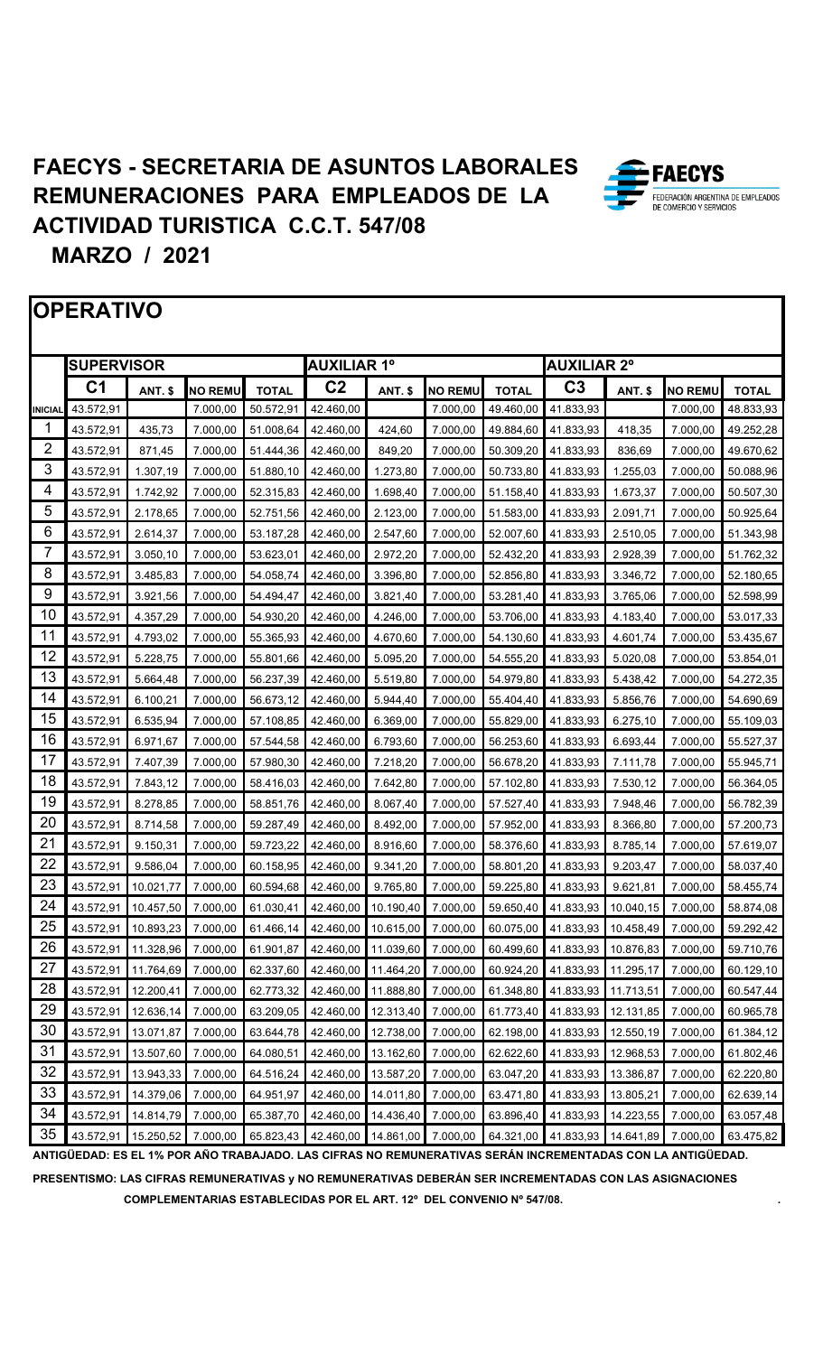# FAECYS - SECRETARIA DE ASUNTOS LABORALES
# REMUNERACIONES PARA EMPLEADOS DE LA ACTIVIDAD TURISTICA C.C.T. 547/08

## MARZO / 2021

## OPERATIVO

| | SUPERVISOR | | | | AUXILIAR 1º | | | | AUXILIAR 2º | | | |
|---|---|---|---|---|---|---|---|---|---|---|---|---|
| | C1 | ANT. $ | NO REMU | TOTAL | C2 | ANT. $ | NO REMU | TOTAL | C3 | ANT. $ | NO REMU | TOTAL |
| INICIAL | 43.572,91 | | 7.000,00 | 50.572,91 | 42.460,00 | | 7.000,00 | 49.460,00 | 41.833,93 | | 7.000,00 | 48.833,93 |
| 1 | 43.572,91 | 435,73 | 7.000,00 | 51.008,64 | 42.460,00 | 424,60 | 7.000,00 | 49.884,60 | 41.833,93 | 418,35 | 7.000,00 | 49.252,28 |
| 2 | 43.572,91 | 871,45 | 7.000,00 | 51.444,36 | 42.460,00 | 849,20 | 7.000,00 | 50.309,20 | 41.833,93 | 836,69 | 7.000,00 | 49.670,62 |
| 3 | 43.572,91 | 1.307,19 | 7.000,00 | 51.880,10 | 42.460,00 | 1.273,80 | 7.000,00 | 50.733,80 | 41.833,93 | 1.255,03 | 7.000,00 | 50.088,96 |
| 4 | 43.572,91 | 1.742,92 | 7.000,00 | 52.315,83 | 42.460,00 | 1.698,40 | 7.000,00 | 51.158,40 | 41.833,93 | 1.673,37 | 7.000,00 | 50.507,30 |
| 5 | 43.572,91 | 2.178,65 | 7.000,00 | 52.751,56 | 42.460,00 | 2.123,00 | 7.000,00 | 51.583,00 | 41.833,93 | 2.091,71 | 7.000,00 | 50.925,64 |
| 6 | 43.572,91 | 2.614,37 | 7.000,00 | 53.187,28 | 42.460,00 | 2.547,60 | 7.000,00 | 52.007,60 | 41.833,93 | 2.510,05 | 7.000,00 | 51.343,98 |
| 7 | 43.572,91 | 3.050,10 | 7.000,00 | 53.623,01 | 42.460,00 | 2.972,20 | 7.000,00 | 52.432,20 | 41.833,93 | 2.928,39 | 7.000,00 | 51.762,32 |
| 8 | 43.572,91 | 3.485,83 | 7.000,00 | 54.058,74 | 42.460,00 | 3.396,80 | 7.000,00 | 52.856,80 | 41.833,93 | 3.346,72 | 7.000,00 | 52.180,65 |
| 9 | 43.572,91 | 3.921,56 | 7.000,00 | 54.494,47 | 42.460,00 | 3.821,40 | 7.000,00 | 53.281,40 | 41.833,93 | 3.765,06 | 7.000,00 | 52.598,99 |
| 10 | 43.572,91 | 4.357,29 | 7.000,00 | 54.930,20 | 42.460,00 | 4.246,00 | 7.000,00 | 53.706,00 | 41.833,93 | 4.183,40 | 7.000,00 | 53.017,33 |
| 11 | 43.572,91 | 4.793,02 | 7.000,00 | 55.365,93 | 42.460,00 | 4.670,60 | 7.000,00 | 54.130,60 | 41.833,93 | 4.601,74 | 7.000,00 | 53.435,67 |
| 12 | 43.572,91 | 5.228,75 | 7.000,00 | 55.801,66 | 42.460,00 | 5.095,20 | 7.000,00 | 54.555,20 | 41.833,93 | 5.020,08 | 7.000,00 | 53.854,01 |
| 13 | 43.572,91 | 5.664,48 | 7.000,00 | 56.237,39 | 42.460,00 | 5.519,80 | 7.000,00 | 54.979,80 | 41.833,93 | 5.438,42 | 7.000,00 | 54.272,35 |
| 14 | 43.572,91 | 6.100,21 | 7.000,00 | 56.673,12 | 42.460,00 | 5.944,40 | 7.000,00 | 55.404,40 | 41.833,93 | 5.856,76 | 7.000,00 | 54.690,69 |
| 15 | 43.572,91 | 6.535,94 | 7.000,00 | 57.108,85 | 42.460,00 | 6.369,00 | 7.000,00 | 55.829,00 | 41.833,93 | 6.275,10 | 7.000,00 | 55.109,03 |
| 16 | 43.572,91 | 6.971,67 | 7.000,00 | 57.544,58 | 42.460,00 | 6.793,60 | 7.000,00 | 56.253,60 | 41.833,93 | 6.693,44 | 7.000,00 | 55.527,37 |
| 17 | 43.572,91 | 7.407,39 | 7.000,00 | 57.980,30 | 42.460,00 | 7.218,20 | 7.000,00 | 56.678,20 | 41.833,93 | 7.111,78 | 7.000,00 | 55.945,71 |
| 18 | 43.572,91 | 7.843,12 | 7.000,00 | 58.416,03 | 42.460,00 | 7.642,80 | 7.000,00 | 57.102,80 | 41.833,93 | 7.530,12 | 7.000,00 | 56.364,05 |
| 19 | 43.572,91 | 8.278,85 | 7.000,00 | 58.851,76 | 42.460,00 | 8.067,40 | 7.000,00 | 57.527,40 | 41.833,93 | 7.948,46 | 7.000,00 | 56.782,39 |
| 20 | 43.572,91 | 8.714,58 | 7.000,00 | 59.287,49 | 42.460,00 | 8.492,00 | 7.000,00 | 57.952,00 | 41.833,93 | 8.366,80 | 7.000,00 | 57.200,73 |
| 21 | 43.572,91 | 9.150,31 | 7.000,00 | 59.723,22 | 42.460,00 | 8.916,60 | 7.000,00 | 58.376,60 | 41.833,93 | 8.785,14 | 7.000,00 | 57.619,07 |
| 22 | 43.572,91 | 9.586,04 | 7.000,00 | 60.158,95 | 42.460,00 | 9.341,20 | 7.000,00 | 58.801,20 | 41.833,93 | 9.203,47 | 7.000,00 | 58.037,40 |
| 23 | 43.572,91 | 10.021,77 | 7.000,00 | 60.594,68 | 42.460,00 | 9.765,80 | 7.000,00 | 59.225,80 | 41.833,93 | 9.621,81 | 7.000,00 | 58.455,74 |
| 24 | 43.572,91 | 10.457,50 | 7.000,00 | 61.030,41 | 42.460,00 | 10.190,40 | 7.000,00 | 59.650,40 | 41.833,93 | 10.040,15 | 7.000,00 | 58.874,08 |
| 25 | 43.572,91 | 10.893,23 | 7.000,00 | 61.466,14 | 42.460,00 | 10.615,00 | 7.000,00 | 60.075,00 | 41.833,93 | 10.458,49 | 7.000,00 | 59.292,42 |
| 26 | 43.572,91 | 11.328,96 | 7.000,00 | 61.901,87 | 42.460,00 | 11.039,60 | 7.000,00 | 60.499,60 | 41.833,93 | 10.876,83 | 7.000,00 | 59.710,76 |
| 27 | 43.572,91 | 11.764,69 | 7.000,00 | 62.337,60 | 42.460,00 | 11.464,20 | 7.000,00 | 60.924,20 | 41.833,93 | 11.295,17 | 7.000,00 | 60.129,10 |
| 28 | 43.572,91 | 12.200,41 | 7.000,00 | 62.773,32 | 42.460,00 | 11.888,80 | 7.000,00 | 61.348,80 | 41.833,93 | 11.713,51 | 7.000,00 | 60.547,44 |
| 29 | 43.572,91 | 12.636,14 | 7.000,00 | 63.209,05 | 42.460,00 | 12.313,40 | 7.000,00 | 61.773,40 | 41.833,93 | 12.131,85 | 7.000,00 | 60.965,78 |
| 30 | 43.572,91 | 13.071,87 | 7.000,00 | 63.644,78 | 42.460,00 | 12.738,00 | 7.000,00 | 62.198,00 | 41.833,93 | 12.550,19 | 7.000,00 | 61.384,12 |
| 31 | 43.572,91 | 13.507,60 | 7.000,00 | 64.080,51 | 42.460,00 | 13.162,60 | 7.000,00 | 62.622,60 | 41.833,93 | 12.968,53 | 7.000,00 | 61.802,46 |
| 32 | 43.572,91 | 13.943,33 | 7.000,00 | 64.516,24 | 42.460,00 | 13.587,20 | 7.000,00 | 63.047,20 | 41.833,93 | 13.386,87 | 7.000,00 | 62.220,80 |
| 33 | 43.572,91 | 14.379,06 | 7.000,00 | 64.951,97 | 42.460,00 | 14.011,80 | 7.000,00 | 63.471,80 | 41.833,93 | 13.805,21 | 7.000,00 | 62.639,14 |
| 34 | 43.572,91 | 14.814,79 | 7.000,00 | 65.387,70 | 42.460,00 | 14.436,40 | 7.000,00 | 63.896,40 | 41.833,93 | 14.223,55 | 7.000,00 | 63.057,48 |
| 35 | 43.572,91 | 15.250,52 | 7.000,00 | 65.823,43 | 42.460,00 | 14.861,00 | 7.000,00 | 64.321,00 | 41.833,93 | 14.641,89 | 7.000,00 | 63.475,82 |

**ANTIGÜEDAD: ES EL 1% POR AÑO TRABAJADO. LAS CIFRAS NO REMUNERATIVAS SERÁN INCREMENTADAS CON LA ANTIGÜEDAD.**

**PRESENTISMO: LAS CIFRAS REMUNERATIVAS y NO REMUNERATIVAS DEBERÁN SER INCREMENTADAS CON LAS ASIGNACIONES COMPLEMENTARIAS ESTABLECIDAS POR EL ART. 12º DEL CONVENIO Nº 547/08.**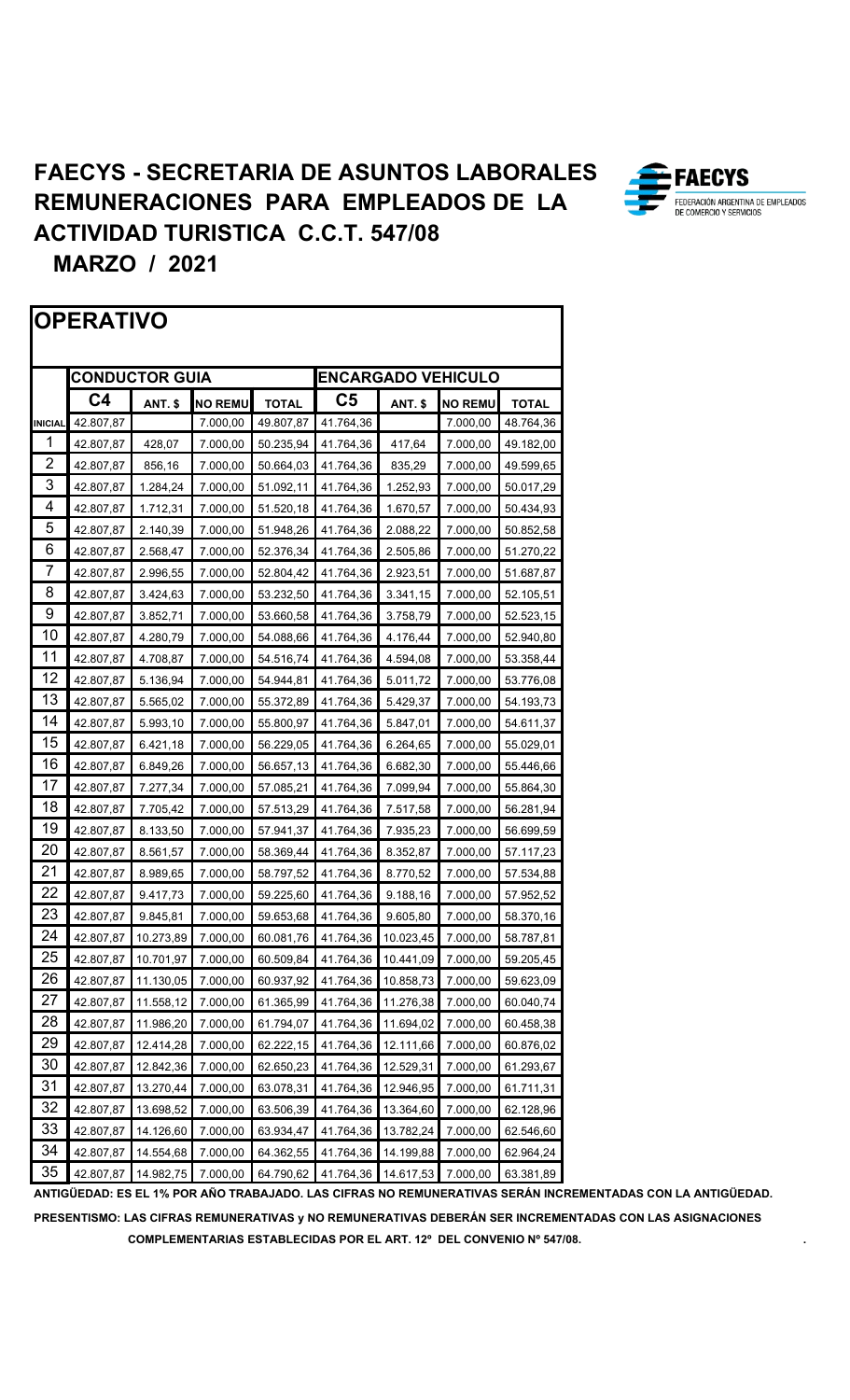# FAECYS - SECRETARIA DE ASUNTOS LABORALES
# REMUNERACIONES PARA EMPLEADOS DE LA ACTIVIDAD TURISTICA C.C.T. 547/08

## MARZO / 2021

## OPERATIVO

| | CONDUCTOR GUIA | | | | ENCARGADO VEHICULO | | | |
|---|---|---|---|---|---|---|---|---|
| | C4 | ANT. $ | NO REMU | TOTAL | C5 | ANT. $ | NO REMU | TOTAL |
| INICIAL | 42.807,87 | | 7.000,00 | 49.807,87 | 41.764,36 | | 7.000,00 | 48.764,36 |
| 1 | 42.807,87 | 428,07 | 7.000,00 | 50.235,94 | 41.764,36 | 417,64 | 7.000,00 | 49.182,00 |
| 2 | 42.807,87 | 856,16 | 7.000,00 | 50.664,03 | 41.764,36 | 835,29 | 7.000,00 | 49.599,65 |
| 3 | 42.807,87 | 1.284,24 | 7.000,00 | 51.092,11 | 41.764,36 | 1.252,93 | 7.000,00 | 50.017,29 |
| 4 | 42.807,87 | 1.712,31 | 7.000,00 | 51.520,18 | 41.764,36 | 1.670,57 | 7.000,00 | 50.434,93 |
| 5 | 42.807,87 | 2.140,39 | 7.000,00 | 51.948,26 | 41.764,36 | 2.088,22 | 7.000,00 | 50.852,58 |
| 6 | 42.807,87 | 2.568,47 | 7.000,00 | 52.376,34 | 41.764,36 | 2.505,86 | 7.000,00 | 51.270,22 |
| 7 | 42.807,87 | 2.996,55 | 7.000,00 | 52.804,42 | 41.764,36 | 2.923,51 | 7.000,00 | 51.687,87 |
| 8 | 42.807,87 | 3.424,63 | 7.000,00 | 53.232,50 | 41.764,36 | 3.341,15 | 7.000,00 | 52.105,51 |
| 9 | 42.807,87 | 3.852,71 | 7.000,00 | 53.660,58 | 41.764,36 | 3.758,79 | 7.000,00 | 52.523,15 |
| 10 | 42.807,87 | 4.280,79 | 7.000,00 | 54.088,66 | 41.764,36 | 4.176,44 | 7.000,00 | 52.940,80 |
| 11 | 42.807,87 | 4.708,87 | 7.000,00 | 54.516,74 | 41.764,36 | 4.594,08 | 7.000,00 | 53.358,44 |
| 12 | 42.807,87 | 5.136,94 | 7.000,00 | 54.944,81 | 41.764,36 | 5.011,72 | 7.000,00 | 53.776,08 |
| 13 | 42.807,87 | 5.565,02 | 7.000,00 | 55.372,89 | 41.764,36 | 5.429,37 | 7.000,00 | 54.193,73 |
| 14 | 42.807,87 | 5.993,10 | 7.000,00 | 55.800,97 | 41.764,36 | 5.847,01 | 7.000,00 | 54.611,37 |
| 15 | 42.807,87 | 6.421,18 | 7.000,00 | 56.229,05 | 41.764,36 | 6.264,65 | 7.000,00 | 55.029,01 |
| 16 | 42.807,87 | 6.849,26 | 7.000,00 | 56.657,13 | 41.764,36 | 6.682,30 | 7.000,00 | 55.446,66 |
| 17 | 42.807,87 | 7.277,34 | 7.000,00 | 57.085,21 | 41.764,36 | 7.099,94 | 7.000,00 | 55.864,30 |
| 18 | 42.807,87 | 7.705,42 | 7.000,00 | 57.513,29 | 41.764,36 | 7.517,58 | 7.000,00 | 56.281,94 |
| 19 | 42.807,87 | 8.133,50 | 7.000,00 | 57.941,37 | 41.764,36 | 7.935,23 | 7.000,00 | 56.699,59 |
| 20 | 42.807,87 | 8.561,57 | 7.000,00 | 58.369,44 | 41.764,36 | 8.352,87 | 7.000,00 | 57.117,23 |
| 21 | 42.807,87 | 8.989,65 | 7.000,00 | 58.797,52 | 41.764,36 | 8.770,52 | 7.000,00 | 57.534,88 |
| 22 | 42.807,87 | 9.417,73 | 7.000,00 | 59.225,60 | 41.764,36 | 9.188,16 | 7.000,00 | 57.952,52 |
| 23 | 42.807,87 | 9.845,81 | 7.000,00 | 59.653,68 | 41.764,36 | 9.605,80 | 7.000,00 | 58.370,16 |
| 24 | 42.807,87 | 10.273,89 | 7.000,00 | 60.081,76 | 41.764,36 | 10.023,45 | 7.000,00 | 58.787,81 |
| 25 | 42.807,87 | 10.701,97 | 7.000,00 | 60.509,84 | 41.764,36 | 10.441,09 | 7.000,00 | 59.205,45 |
| 26 | 42.807,87 | 11.130,05 | 7.000,00 | 60.937,92 | 41.764,36 | 10.858,73 | 7.000,00 | 59.623,09 |
| 27 | 42.807,87 | 11.558,12 | 7.000,00 | 61.365,99 | 41.764,36 | 11.276,38 | 7.000,00 | 60.040,74 |
| 28 | 42.807,87 | 11.986,20 | 7.000,00 | 61.794,07 | 41.764,36 | 11.694,02 | 7.000,00 | 60.458,38 |
| 29 | 42.807,87 | 12.414,28 | 7.000,00 | 62.222,15 | 41.764,36 | 12.111,66 | 7.000,00 | 60.876,02 |
| 30 | 42.807,87 | 12.842,36 | 7.000,00 | 62.650,23 | 41.764,36 | 12.529,31 | 7.000,00 | 61.293,67 |
| 31 | 42.807,87 | 13.270,44 | 7.000,00 | 63.078,31 | 41.764,36 | 12.946,95 | 7.000,00 | 61.711,31 |
| 32 | 42.807,87 | 13.698,52 | 7.000,00 | 63.506,39 | 41.764,36 | 13.364,60 | 7.000,00 | 62.128,96 |
| 33 | 42.807,87 | 14.126,60 | 7.000,00 | 63.934,47 | 41.764,36 | 13.782,24 | 7.000,00 | 62.546,60 |
| 34 | 42.807,87 | 14.554,68 | 7.000,00 | 64.362,55 | 41.764,36 | 14.199,88 | 7.000,00 | 62.964,24 |
| 35 | 42.807,87 | 14.982,75 | 7.000,00 | 64.790,62 | 41.764,36 | 14.617,53 | 7.000,00 | 63.381,89 |

**ANTIGÜEDAD: ES EL 1% POR AÑO TRABAJADO. LAS CIFRAS NO REMUNERATIVAS SERÁN INCREMENTADAS CON LA ANTIGÜEDAD.**

**PRESENTISMO: LAS CIFRAS REMUNERATIVAS y NO REMUNERATIVAS DEBERÁN SER INCREMENTADAS CON LAS ASIGNACIONES COMPLEMENTARIAS ESTABLECIDAS POR EL ART. 12º DEL CONVENIO Nº 547/08.**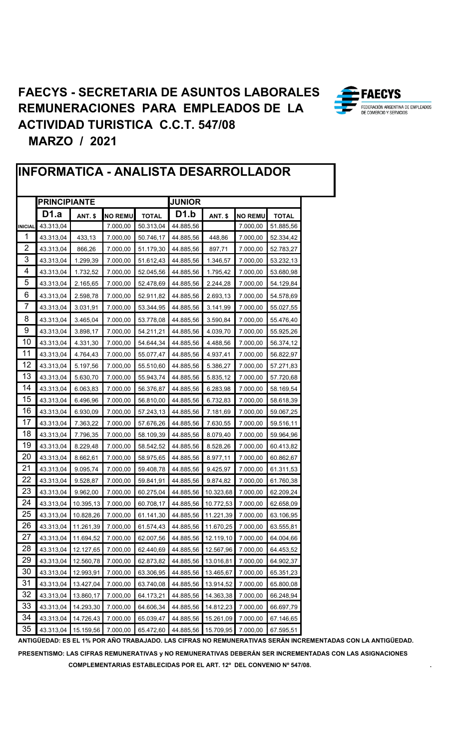# FAECYS - SECRETARIA DE ASUNTOS LABORALES
# REMUNERACIONES PARA EMPLEADOS DE LA ACTIVIDAD TURISTICA C.C.T. 547/08

## MARZO / 2021

## INFORMATICA - ANALISTA DESARROLLADOR

| | PRINCIPIANTE | | | | JUNIOR | | | |
|---|---|---|---|---|---|---|---|---|
| | D1.a | ANT. $ | NO REMU | TOTAL | D1.b | ANT. $ | NO REMU | TOTAL |
| INICIAL | 43.313,04 | | 7.000,00 | 50.313,04 | 44.885,56 | | 7.000,00 | 51.885,56 |
| 1 | 43.313,04 | 433,13 | 7.000,00 | 50.746,17 | 44.885,56 | 448,86 | 7.000,00 | 52.334,42 |
| 2 | 43.313,04 | 866,26 | 7.000,00 | 51.179,30 | 44.885,56 | 897,71 | 7.000,00 | 52.783,27 |
| 3 | 43.313,04 | 1.299,39 | 7.000,00 | 51.612,43 | 44.885,56 | 1.346,57 | 7.000,00 | 53.232,13 |
| 4 | 43.313,04 | 1.732,52 | 7.000,00 | 52.045,56 | 44.885,56 | 1.795,42 | 7.000,00 | 53.680,98 |
| 5 | 43.313,04 | 2.165,65 | 7.000,00 | 52.478,69 | 44.885,56 | 2.244,28 | 7.000,00 | 54.129,84 |
| 6 | 43.313,04 | 2.598,78 | 7.000,00 | 52.911,82 | 44.885,56 | 2.693,13 | 7.000,00 | 54.578,69 |
| 7 | 43.313,04 | 3.031,91 | 7.000,00 | 53.344,95 | 44.885,56 | 3.141,99 | 7.000,00 | 55.027,55 |
| 8 | 43.313,04 | 3.465,04 | 7.000,00 | 53.778,08 | 44.885,56 | 3.590,84 | 7.000,00 | 55.476,40 |
| 9 | 43.313,04 | 3.898,17 | 7.000,00 | 54.211,21 | 44.885,56 | 4.039,70 | 7.000,00 | 55.925,26 |
| 10 | 43.313,04 | 4.331,30 | 7.000,00 | 54.644,34 | 44.885,56 | 4.488,56 | 7.000,00 | 56.374,12 |
| 11 | 43.313,04 | 4.764,43 | 7.000,00 | 55.077,47 | 44.885,56 | 4.937,41 | 7.000,00 | 56.822,97 |
| 12 | 43.313,04 | 5.197,56 | 7.000,00 | 55.510,60 | 44.885,56 | 5.386,27 | 7.000,00 | 57.271,83 |
| 13 | 43.313,04 | 5.630,70 | 7.000,00 | 55.943,74 | 44.885,56 | 5.835,12 | 7.000,00 | 57.720,68 |
| 14 | 43.313,04 | 6.063,83 | 7.000,00 | 56.376,87 | 44.885,56 | 6.283,98 | 7.000,00 | 58.169,54 |
| 15 | 43.313,04 | 6.496,96 | 7.000,00 | 56.810,00 | 44.885,56 | 6.732,83 | 7.000,00 | 58.618,39 |
| 16 | 43.313,04 | 6.930,09 | 7.000,00 | 57.243,13 | 44.885,56 | 7.181,69 | 7.000,00 | 59.067,25 |
| 17 | 43.313,04 | 7.363,22 | 7.000,00 | 57.676,26 | 44.885,56 | 7.630,55 | 7.000,00 | 59.516,11 |
| 18 | 43.313,04 | 7.796,35 | 7.000,00 | 58.109,39 | 44.885,56 | 8.079,40 | 7.000,00 | 59.964,96 |
| 19 | 43.313,04 | 8.229,48 | 7.000,00 | 58.542,52 | 44.885,56 | 8.528,26 | 7.000,00 | 60.413,82 |
| 20 | 43.313,04 | 8.662,61 | 7.000,00 | 58.975,65 | 44.885,56 | 8.977,11 | 7.000,00 | 60.862,67 |
| 21 | 43.313,04 | 9.095,74 | 7.000,00 | 59.408,78 | 44.885,56 | 9.425,97 | 7.000,00 | 61.311,53 |
| 22 | 43.313,04 | 9.528,87 | 7.000,00 | 59.841,91 | 44.885,56 | 9.874,82 | 7.000,00 | 61.760,38 |
| 23 | 43.313,04 | 9.962,00 | 7.000,00 | 60.275,04 | 44.885,56 | 10.323,68 | 7.000,00 | 62.209,24 |
| 24 | 43.313,04 | 10.395,13 | 7.000,00 | 60.708,17 | 44.885,56 | 10.772,53 | 7.000,00 | 62.658,09 |
| 25 | 43.313,04 | 10.828,26 | 7.000,00 | 61.141,30 | 44.885,56 | 11.221,39 | 7.000,00 | 63.106,95 |
| 26 | 43.313,04 | 11.261,39 | 7.000,00 | 61.574,43 | 44.885,56 | 11.670,25 | 7.000,00 | 63.555,81 |
| 27 | 43.313,04 | 11.694,52 | 7.000,00 | 62.007,56 | 44.885,56 | 12.119,10 | 7.000,00 | 64.004,66 |
| 28 | 43.313,04 | 12.127,65 | 7.000,00 | 62.440,69 | 44.885,56 | 12.567,96 | 7.000,00 | 64.453,52 |
| 29 | 43.313,04 | 12.560,78 | 7.000,00 | 62.873,82 | 44.885,56 | 13.016,81 | 7.000,00 | 64.902,37 |
| 30 | 43.313,04 | 12.993,91 | 7.000,00 | 63.306,95 | 44.885,56 | 13.465,67 | 7.000,00 | 65.351,23 |
| 31 | 43.313,04 | 13.427,04 | 7.000,00 | 63.740,08 | 44.885,56 | 13.914,52 | 7.000,00 | 65.800,08 |
| 32 | 43.313,04 | 13.860,17 | 7.000,00 | 64.173,21 | 44.885,56 | 14.363,38 | 7.000,00 | 66.248,94 |
| 33 | 43.313,04 | 14.293,30 | 7.000,00 | 64.606,34 | 44.885,56 | 14.812,23 | 7.000,00 | 66.697,79 |
| 34 | 43.313,04 | 14.726,43 | 7.000,00 | 65.039,47 | 44.885,56 | 15.261,09 | 7.000,00 | 67.146,65 |
| 35 | 43.313,04 | 15.159,56 | 7.000,00 | 65.472,60 | 44.885,56 | 15.709,95 | 7.000,00 | 67.595,51 |

**ANTIGÜEDAD: ES EL 1% POR AÑO TRABAJADO. LAS CIFRAS NO REMUNERATIVAS SERÁN INCREMENTADAS CON LA ANTIGÜEDAD.**

**PRESENTISMO: LAS CIFRAS REMUNERATIVAS y NO REMUNERATIVAS DEBERÁN SER INCREMENTADAS CON LAS ASIGNACIONES COMPLEMENTARIAS ESTABLECIDAS POR EL ART. 12º DEL CONVENIO Nº 547/08.**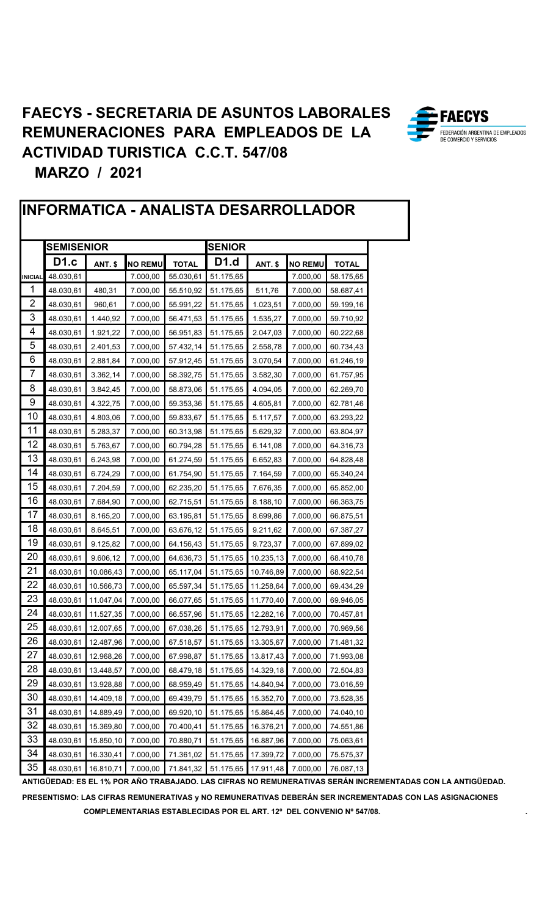# FAECYS - SECRETARIA DE ASUNTOS LABORALES
# REMUNERACIONES PARA EMPLEADOS DE LA ACTIVIDAD TURISTICA C.C.T. 547/08

## MARZO / 2021

## INFORMATICA - ANALISTA DESARROLLADOR

| | SEMISENIOR | | | | SENIOR | | | |
|---|---|---|---|---|---|---|---|---|
| | D1.c | ANT. $ | NO REMU | TOTAL | D1.d | ANT. $ | NO REMU | TOTAL |
| INICIAL | 48.030,61 | | 7.000,00 | 55.030,61 | 51.175,65 | | 7.000,00 | 58.175,65 |
| 1 | 48.030,61 | 480,31 | 7.000,00 | 55.510,92 | 51.175,65 | 511,76 | 7.000,00 | 58.687,41 |
| 2 | 48.030,61 | 960,61 | 7.000,00 | 55.991,22 | 51.175,65 | 1.023,51 | 7.000,00 | 59.199,16 |
| 3 | 48.030,61 | 1.440,92 | 7.000,00 | 56.471,53 | 51.175,65 | 1.535,27 | 7.000,00 | 59.710,92 |
| 4 | 48.030,61 | 1.921,22 | 7.000,00 | 56.951,83 | 51.175,65 | 2.047,03 | 7.000,00 | 60.222,68 |
| 5 | 48.030,61 | 2.401,53 | 7.000,00 | 57.432,14 | 51.175,65 | 2.558,78 | 7.000,00 | 60.734,43 |
| 6 | 48.030,61 | 2.881,84 | 7.000,00 | 57.912,45 | 51.175,65 | 3.070,54 | 7.000,00 | 61.246,19 |
| 7 | 48.030,61 | 3.362,14 | 7.000,00 | 58.392,75 | 51.175,65 | 3.582,30 | 7.000,00 | 61.757,95 |
| 8 | 48.030,61 | 3.842,45 | 7.000,00 | 58.873,06 | 51.175,65 | 4.094,05 | 7.000,00 | 62.269,70 |
| 9 | 48.030,61 | 4.322,75 | 7.000,00 | 59.353,36 | 51.175,65 | 4.605,81 | 7.000,00 | 62.781,46 |
| 10 | 48.030,61 | 4.803,06 | 7.000,00 | 59.833,67 | 51.175,65 | 5.117,57 | 7.000,00 | 63.293,22 |
| 11 | 48.030,61 | 5.283,37 | 7.000,00 | 60.313,98 | 51.175,65 | 5.629,32 | 7.000,00 | 63.804,97 |
| 12 | 48.030,61 | 5.763,67 | 7.000,00 | 60.794,28 | 51.175,65 | 6.141,08 | 7.000,00 | 64.316,73 |
| 13 | 48.030,61 | 6.243,98 | 7.000,00 | 61.274,59 | 51.175,65 | 6.652,83 | 7.000,00 | 64.828,48 |
| 14 | 48.030,61 | 6.724,29 | 7.000,00 | 61.754,90 | 51.175,65 | 7.164,59 | 7.000,00 | 65.340,24 |
| 15 | 48.030,61 | 7.204,59 | 7.000,00 | 62.235,20 | 51.175,65 | 7.676,35 | 7.000,00 | 65.852,00 |
| 16 | 48.030,61 | 7.684,90 | 7.000,00 | 62.715,51 | 51.175,65 | 8.188,10 | 7.000,00 | 66.363,75 |
| 17 | 48.030,61 | 8.165,20 | 7.000,00 | 63.195,81 | 51.175,65 | 8.699,86 | 7.000,00 | 66.875,51 |
| 18 | 48.030,61 | 8.645,51 | 7.000,00 | 63.676,12 | 51.175,65 | 9.211,62 | 7.000,00 | 67.387,27 |
| 19 | 48.030,61 | 9.125,82 | 7.000,00 | 64.156,43 | 51.175,65 | 9.723,37 | 7.000,00 | 67.899,02 |
| 20 | 48.030,61 | 9.606,12 | 7.000,00 | 64.636,73 | 51.175,65 | 10.235,13 | 7.000,00 | 68.410,78 |
| 21 | 48.030,61 | 10.086,43 | 7.000,00 | 65.117,04 | 51.175,65 | 10.746,89 | 7.000,00 | 68.922,54 |
| 22 | 48.030,61 | 10.566,73 | 7.000,00 | 65.597,34 | 51.175,65 | 11.258,64 | 7.000,00 | 69.434,29 |
| 23 | 48.030,61 | 11.047,04 | 7.000,00 | 66.077,65 | 51.175,65 | 11.770,40 | 7.000,00 | 69.946,05 |
| 24 | 48.030,61 | 11.527,35 | 7.000,00 | 66.557,96 | 51.175,65 | 12.282,16 | 7.000,00 | 70.457,81 |
| 25 | 48.030,61 | 12.007,65 | 7.000,00 | 67.038,26 | 51.175,65 | 12.793,91 | 7.000,00 | 70.969,56 |
| 26 | 48.030,61 | 12.487,96 | 7.000,00 | 67.518,57 | 51.175,65 | 13.305,67 | 7.000,00 | 71.481,32 |
| 27 | 48.030,61 | 12.968,26 | 7.000,00 | 67.998,87 | 51.175,65 | 13.817,43 | 7.000,00 | 71.993,08 |
| 28 | 48.030,61 | 13.448,57 | 7.000,00 | 68.479,18 | 51.175,65 | 14.329,18 | 7.000,00 | 72.504,83 |
| 29 | 48.030,61 | 13.928,88 | 7.000,00 | 68.959,49 | 51.175,65 | 14.840,94 | 7.000,00 | 73.016,59 |
| 30 | 48.030,61 | 14.409,18 | 7.000,00 | 69.439,79 | 51.175,65 | 15.352,70 | 7.000,00 | 73.528,35 |
| 31 | 48.030,61 | 14.889,49 | 7.000,00 | 69.920,10 | 51.175,65 | 15.864,45 | 7.000,00 | 74.040,10 |
| 32 | 48.030,61 | 15.369,80 | 7.000,00 | 70.400,41 | 51.175,65 | 16.376,21 | 7.000,00 | 74.551,86 |
| 33 | 48.030,61 | 15.850,10 | 7.000,00 | 70.880,71 | 51.175,65 | 16.887,96 | 7.000,00 | 75.063,61 |
| 34 | 48.030,61 | 16.330,41 | 7.000,00 | 71.361,02 | 51.175,65 | 17.399,72 | 7.000,00 | 75.575,37 |
| 35 | 48.030,61 | 16.810,71 | 7.000,00 | 71.841,32 | 51.175,65 | 17.911,48 | 7.000,00 | 76.087,13 |

**ANTIGÜEDAD: ES EL 1% POR AÑO TRABAJADO. LAS CIFRAS NO REMUNERATIVAS SERÁN INCREMENTADAS CON LA ANTIGÜEDAD.**

**PRESENTISMO: LAS CIFRAS REMUNERATIVAS y NO REMUNERATIVAS DEBERÁN SER INCREMENTADAS CON LAS ASIGNACIONES COMPLEMENTARIAS ESTABLECIDAS POR EL ART. 12º DEL CONVENIO Nº 547/08.**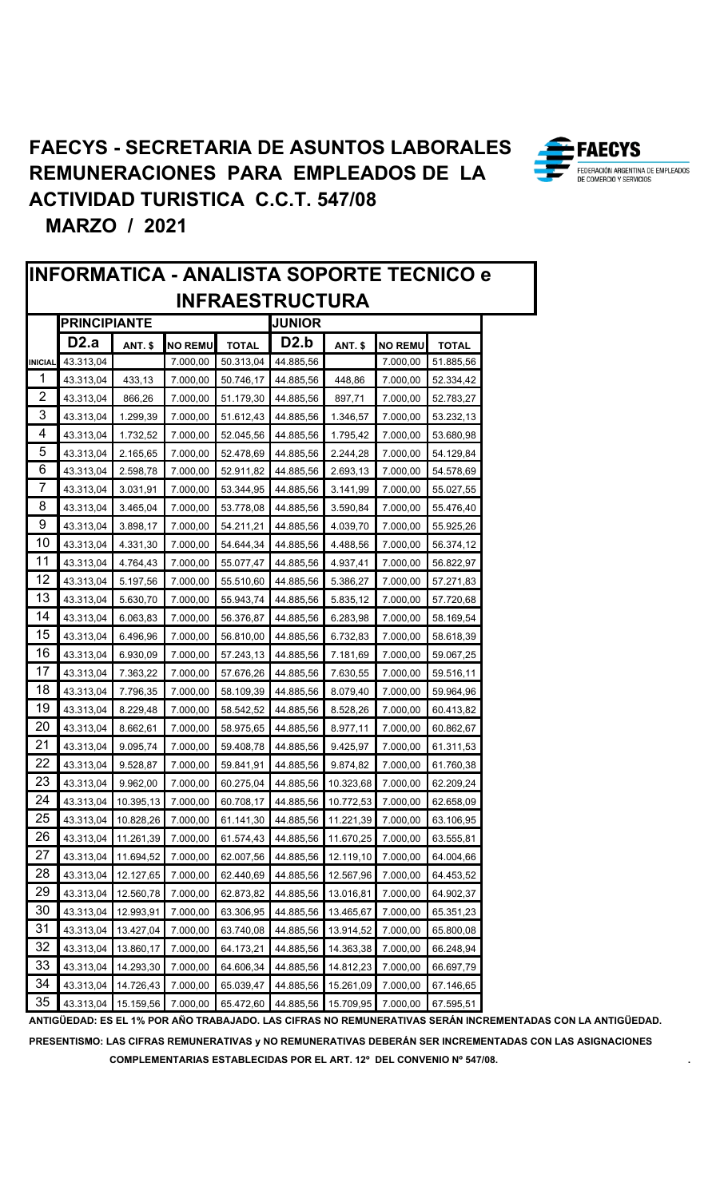# FAECYS - SECRETARIA DE ASUNTOS LABORALES
# REMUNERACIONES PARA EMPLEADOS DE LA ACTIVIDAD TURISTICA C.C.T. 547/08

## MARZO / 2021

## INFORMATICA - ANALISTA SOPORTE TECNICO e INFRAESTRUCTURA

| | PRINCIPIANTE | | | | JUNIOR | | | |
|---|---|---|---|---|---|---|---|---|
| | D2.a | ANT. $ | NO REMU | TOTAL | D2.b | ANT. $ | NO REMU | TOTAL |
| INICIAL | 43.313,04 | | 7.000,00 | 50.313,04 | 44.885,56 | | 7.000,00 | 51.885,56 |
| 1 | 43.313,04 | 433,13 | 7.000,00 | 50.746,17 | 44.885,56 | 448,86 | 7.000,00 | 52.334,42 |
| 2 | 43.313,04 | 866,26 | 7.000,00 | 51.179,30 | 44.885,56 | 897,71 | 7.000,00 | 52.783,27 |
| 3 | 43.313,04 | 1.299,39 | 7.000,00 | 51.612,43 | 44.885,56 | 1.346,57 | 7.000,00 | 53.232,13 |
| 4 | 43.313,04 | 1.732,52 | 7.000,00 | 52.045,56 | 44.885,56 | 1.795,42 | 7.000,00 | 53.680,98 |
| 5 | 43.313,04 | 2.165,65 | 7.000,00 | 52.478,69 | 44.885,56 | 2.244,28 | 7.000,00 | 54.129,84 |
| 6 | 43.313,04 | 2.598,78 | 7.000,00 | 52.911,82 | 44.885,56 | 2.693,13 | 7.000,00 | 54.578,69 |
| 7 | 43.313,04 | 3.031,91 | 7.000,00 | 53.344,95 | 44.885,56 | 3.141,99 | 7.000,00 | 55.027,55 |
| 8 | 43.313,04 | 3.465,04 | 7.000,00 | 53.778,08 | 44.885,56 | 3.590,84 | 7.000,00 | 55.476,40 |
| 9 | 43.313,04 | 3.898,17 | 7.000,00 | 54.211,21 | 44.885,56 | 4.039,70 | 7.000,00 | 55.925,26 |
| 10 | 43.313,04 | 4.331,30 | 7.000,00 | 54.644,34 | 44.885,56 | 4.488,56 | 7.000,00 | 56.374,12 |
| 11 | 43.313,04 | 4.764,43 | 7.000,00 | 55.077,47 | 44.885,56 | 4.937,41 | 7.000,00 | 56.822,97 |
| 12 | 43.313,04 | 5.197,56 | 7.000,00 | 55.510,60 | 44.885,56 | 5.386,27 | 7.000,00 | 57.271,83 |
| 13 | 43.313,04 | 5.630,70 | 7.000,00 | 55.943,74 | 44.885,56 | 5.835,12 | 7.000,00 | 57.720,68 |
| 14 | 43.313,04 | 6.063,83 | 7.000,00 | 56.376,87 | 44.885,56 | 6.283,98 | 7.000,00 | 58.169,54 |
| 15 | 43.313,04 | 6.496,96 | 7.000,00 | 56.810,00 | 44.885,56 | 6.732,83 | 7.000,00 | 58.618,39 |
| 16 | 43.313,04 | 6.930,09 | 7.000,00 | 57.243,13 | 44.885,56 | 7.181,69 | 7.000,00 | 59.067,25 |
| 17 | 43.313,04 | 7.363,22 | 7.000,00 | 57.676,26 | 44.885,56 | 7.630,55 | 7.000,00 | 59.516,11 |
| 18 | 43.313,04 | 7.796,35 | 7.000,00 | 58.109,39 | 44.885,56 | 8.079,40 | 7.000,00 | 59.964,96 |
| 19 | 43.313,04 | 8.229,48 | 7.000,00 | 58.542,52 | 44.885,56 | 8.528,26 | 7.000,00 | 60.413,82 |
| 20 | 43.313,04 | 8.662,61 | 7.000,00 | 58.975,65 | 44.885,56 | 8.977,11 | 7.000,00 | 60.862,67 |
| 21 | 43.313,04 | 9.095,74 | 7.000,00 | 59.408,78 | 44.885,56 | 9.425,97 | 7.000,00 | 61.311,53 |
| 22 | 43.313,04 | 9.528,87 | 7.000,00 | 59.841,91 | 44.885,56 | 9.874,82 | 7.000,00 | 61.760,38 |
| 23 | 43.313,04 | 9.962,00 | 7.000,00 | 60.275,04 | 44.885,56 | 10.323,68 | 7.000,00 | 62.209,24 |
| 24 | 43.313,04 | 10.395,13 | 7.000,00 | 60.708,17 | 44.885,56 | 10.772,53 | 7.000,00 | 62.658,09 |
| 25 | 43.313,04 | 10.828,26 | 7.000,00 | 61.141,30 | 44.885,56 | 11.221,39 | 7.000,00 | 63.106,95 |
| 26 | 43.313,04 | 11.261,39 | 7.000,00 | 61.574,43 | 44.885,56 | 11.670,25 | 7.000,00 | 63.555,81 |
| 27 | 43.313,04 | 11.694,52 | 7.000,00 | 62.007,56 | 44.885,56 | 12.119,10 | 7.000,00 | 64.004,66 |
| 28 | 43.313,04 | 12.127,65 | 7.000,00 | 62.440,69 | 44.885,56 | 12.567,96 | 7.000,00 | 64.453,52 |
| 29 | 43.313,04 | 12.560,78 | 7.000,00 | 62.873,82 | 44.885,56 | 13.016,81 | 7.000,00 | 64.902,37 |
| 30 | 43.313,04 | 12.993,91 | 7.000,00 | 63.306,95 | 44.885,56 | 13.465,67 | 7.000,00 | 65.351,23 |
| 31 | 43.313,04 | 13.427,04 | 7.000,00 | 63.740,08 | 44.885,56 | 13.914,52 | 7.000,00 | 65.800,08 |
| 32 | 43.313,04 | 13.860,17 | 7.000,00 | 64.173,21 | 44.885,56 | 14.363,38 | 7.000,00 | 66.248,94 |
| 33 | 43.313,04 | 14.293,30 | 7.000,00 | 64.606,34 | 44.885,56 | 14.812,23 | 7.000,00 | 66.697,79 |
| 34 | 43.313,04 | 14.726,43 | 7.000,00 | 65.039,47 | 44.885,56 | 15.261,09 | 7.000,00 | 67.146,65 |
| 35 | 43.313,04 | 15.159,56 | 7.000,00 | 65.472,60 | 44.885,56 | 15.709,95 | 7.000,00 | 67.595,51 |

**ANTIGÜEDAD: ES EL 1% POR AÑO TRABAJADO. LAS CIFRAS NO REMUNERATIVAS SERÁN INCREMENTADAS CON LA ANTIGÜEDAD.**

**PRESENTISMO: LAS CIFRAS REMUNERATIVAS y NO REMUNERATIVAS DEBERÁN SER INCREMENTADAS CON LAS ASIGNACIONES COMPLEMENTARIAS ESTABLECIDAS POR EL ART. 12º DEL CONVENIO Nº 547/08.**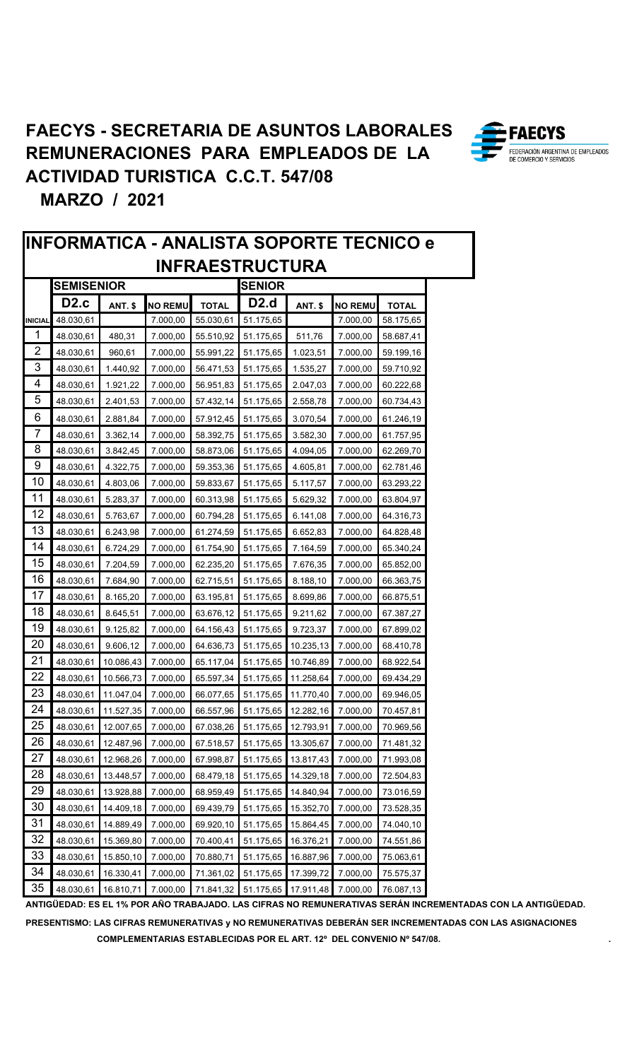# FAECYS - SECRETARIA DE ASUNTOS LABORALES
# REMUNERACIONES PARA EMPLEADOS DE LA ACTIVIDAD TURISTICA C.C.T. 547/08

## MARZO / 2021

## INFORMATICA - ANALISTA SOPORTE TECNICO e INFRAESTRUCTURA

| | SEMISENIOR | | | | SENIOR | | | |
|---|---|---|---|---|---|---|---|---|
| | **D2.c** | **ANT. $** | **NO REMU** | **TOTAL** | **D2.d** | **ANT. $** | **NO REMU** | **TOTAL** |
| INICIAL | 48.030,61 | | 7.000,00 | 55.030,61 | 51.175,65 | | 7.000,00 | 58.175,65 |
| 1 | 48.030,61 | 480,31 | 7.000,00 | 55.510,92 | 51.175,65 | 511,76 | 7.000,00 | 58.687,41 |
| 2 | 48.030,61 | 960,61 | 7.000,00 | 55.991,22 | 51.175,65 | 1.023,51 | 7.000,00 | 59.199,16 |
| 3 | 48.030,61 | 1.440,92 | 7.000,00 | 56.471,53 | 51.175,65 | 1.535,27 | 7.000,00 | 59.710,92 |
| 4 | 48.030,61 | 1.921,22 | 7.000,00 | 56.951,83 | 51.175,65 | 2.047,03 | 7.000,00 | 60.222,68 |
| 5 | 48.030,61 | 2.401,53 | 7.000,00 | 57.432,14 | 51.175,65 | 2.558,78 | 7.000,00 | 60.734,43 |
| 6 | 48.030,61 | 2.881,84 | 7.000,00 | 57.912,45 | 51.175,65 | 3.070,54 | 7.000,00 | 61.246,19 |
| 7 | 48.030,61 | 3.362,14 | 7.000,00 | 58.392,75 | 51.175,65 | 3.582,30 | 7.000,00 | 61.757,95 |
| 8 | 48.030,61 | 3.842,45 | 7.000,00 | 58.873,06 | 51.175,65 | 4.094,05 | 7.000,00 | 62.269,70 |
| 9 | 48.030,61 | 4.322,75 | 7.000,00 | 59.353,36 | 51.175,65 | 4.605,81 | 7.000,00 | 62.781,46 |
| 10 | 48.030,61 | 4.803,06 | 7.000,00 | 59.833,67 | 51.175,65 | 5.117,57 | 7.000,00 | 63.293,22 |
| 11 | 48.030,61 | 5.283,37 | 7.000,00 | 60.313,98 | 51.175,65 | 5.629,32 | 7.000,00 | 63.804,97 |
| 12 | 48.030,61 | 5.763,67 | 7.000,00 | 60.794,28 | 51.175,65 | 6.141,08 | 7.000,00 | 64.316,73 |
| 13 | 48.030,61 | 6.243,98 | 7.000,00 | 61.274,59 | 51.175,65 | 6.652,83 | 7.000,00 | 64.828,48 |
| 14 | 48.030,61 | 6.724,29 | 7.000,00 | 61.754,90 | 51.175,65 | 7.164,59 | 7.000,00 | 65.340,24 |
| 15 | 48.030,61 | 7.204,59 | 7.000,00 | 62.235,20 | 51.175,65 | 7.676,35 | 7.000,00 | 65.852,00 |
| 16 | 48.030,61 | 7.684,90 | 7.000,00 | 62.715,51 | 51.175,65 | 8.188,10 | 7.000,00 | 66.363,75 |
| 17 | 48.030,61 | 8.165,20 | 7.000,00 | 63.195,81 | 51.175,65 | 8.699,86 | 7.000,00 | 66.875,51 |
| 18 | 48.030,61 | 8.645,51 | 7.000,00 | 63.676,12 | 51.175,65 | 9.211,62 | 7.000,00 | 67.387,27 |
| 19 | 48.030,61 | 9.125,82 | 7.000,00 | 64.156,43 | 51.175,65 | 9.723,37 | 7.000,00 | 67.899,02 |
| 20 | 48.030,61 | 9.606,12 | 7.000,00 | 64.636,73 | 51.175,65 | 10.235,13 | 7.000,00 | 68.410,78 |
| 21 | 48.030,61 | 10.086,43 | 7.000,00 | 65.117,04 | 51.175,65 | 10.746,89 | 7.000,00 | 68.922,54 |
| 22 | 48.030,61 | 10.566,73 | 7.000,00 | 65.597,34 | 51.175,65 | 11.258,64 | 7.000,00 | 69.434,29 |
| 23 | 48.030,61 | 11.047,04 | 7.000,00 | 66.077,65 | 51.175,65 | 11.770,40 | 7.000,00 | 69.946,05 |
| 24 | 48.030,61 | 11.527,35 | 7.000,00 | 66.557,96 | 51.175,65 | 12.282,16 | 7.000,00 | 70.457,81 |
| 25 | 48.030,61 | 12.007,65 | 7.000,00 | 67.038,26 | 51.175,65 | 12.793,91 | 7.000,00 | 70.969,56 |
| 26 | 48.030,61 | 12.487,96 | 7.000,00 | 67.518,57 | 51.175,65 | 13.305,67 | 7.000,00 | 71.481,32 |
| 27 | 48.030,61 | 12.968,26 | 7.000,00 | 67.998,87 | 51.175,65 | 13.817,43 | 7.000,00 | 71.993,08 |
| 28 | 48.030,61 | 13.448,57 | 7.000,00 | 68.479,18 | 51.175,65 | 14.329,18 | 7.000,00 | 72.504,83 |
| 29 | 48.030,61 | 13.928,88 | 7.000,00 | 68.959,49 | 51.175,65 | 14.840,94 | 7.000,00 | 73.016,59 |
| 30 | 48.030,61 | 14.409,18 | 7.000,00 | 69.439,79 | 51.175,65 | 15.352,70 | 7.000,00 | 73.528,35 |
| 31 | 48.030,61 | 14.889,49 | 7.000,00 | 69.920,10 | 51.175,65 | 15.864,45 | 7.000,00 | 74.040,10 |
| 32 | 48.030,61 | 15.369,80 | 7.000,00 | 70.400,41 | 51.175,65 | 16.376,21 | 7.000,00 | 74.551,86 |
| 33 | 48.030,61 | 15.850,10 | 7.000,00 | 70.880,71 | 51.175,65 | 16.887,96 | 7.000,00 | 75.063,61 |
| 34 | 48.030,61 | 16.330,41 | 7.000,00 | 71.361,02 | 51.175,65 | 17.399,72 | 7.000,00 | 75.575,37 |
| 35 | 48.030,61 | 16.810,71 | 7.000,00 | 71.841,32 | 51.175,65 | 17.911,48 | 7.000,00 | 76.087,13 |

**ANTIGÜEDAD: ES EL 1% POR AÑO TRABAJADO. LAS CIFRAS NO REMUNERATIVAS SERÁN INCREMENTADAS CON LA ANTIGÜEDAD.**

**PRESENTISMO: LAS CIFRAS REMUNERATIVAS y NO REMUNERATIVAS DEBERÁN SER INCREMENTADAS CON LAS ASIGNACIONES COMPLEMENTARIAS ESTABLECIDAS POR EL ART. 12º DEL CONVENIO Nº 547/08.**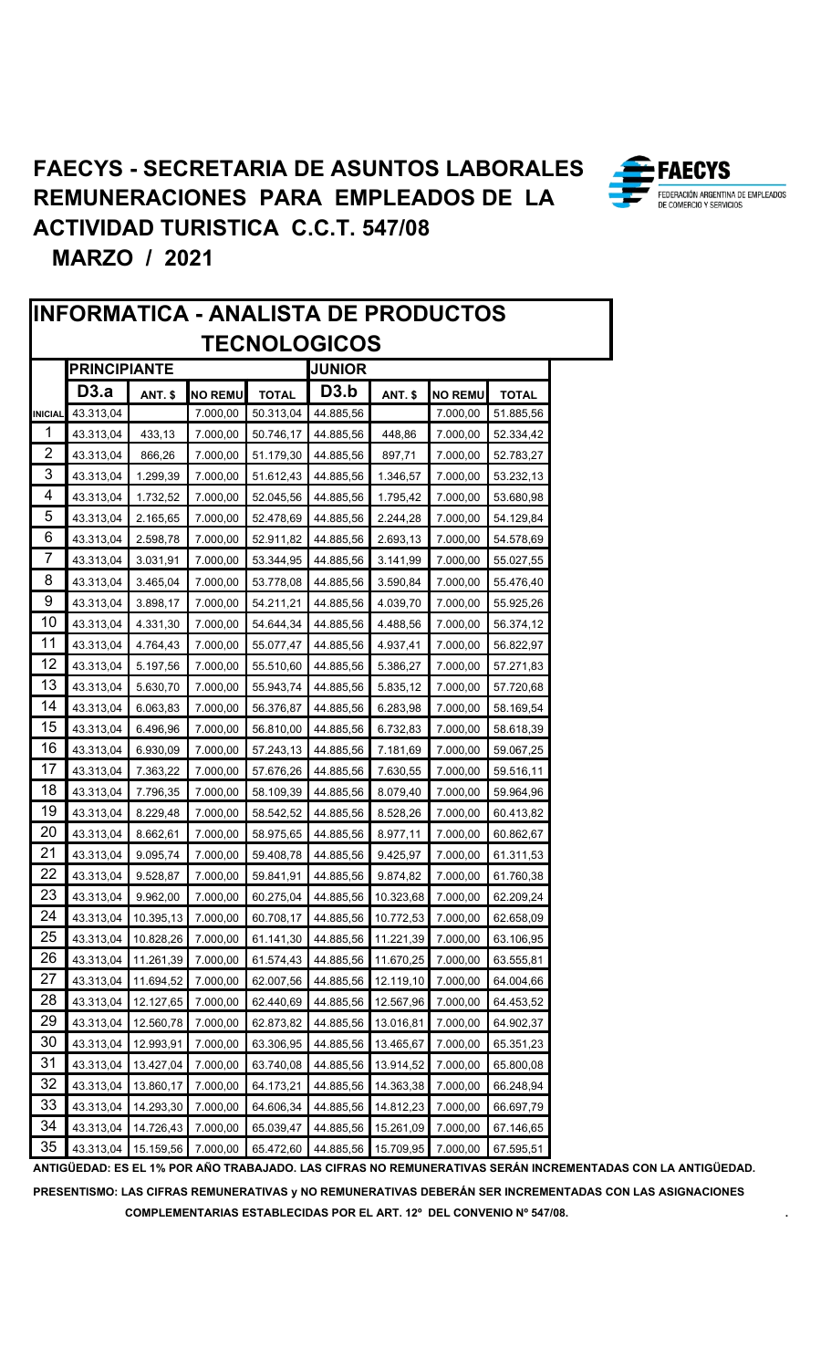# FAECYS - SECRETARIA DE ASUNTOS LABORALES
# REMUNERACIONES PARA EMPLEADOS DE LA ACTIVIDAD TURISTICA C.C.T. 547/08

## MARZO / 2021

## INFORMATICA - ANALISTA DE PRODUCTOS TECNOLOGICOS

| | PRINCIPIANTE | | | | JUNIOR | | | |
|---|---|---|---|---|---|---|---|---|
| | D3.a | ANT. $ | NO REMU | TOTAL | D3.b | ANT. $ | NO REMU | TOTAL |
| INICIAL | 43.313,04 | | 7.000,00 | 50.313,04 | 44.885,56 | | 7.000,00 | 51.885,56 |
| 1 | 43.313,04 | 433,13 | 7.000,00 | 50.746,17 | 44.885,56 | 448,86 | 7.000,00 | 52.334,42 |
| 2 | 43.313,04 | 866,26 | 7.000,00 | 51.179,30 | 44.885,56 | 897,71 | 7.000,00 | 52.783,27 |
| 3 | 43.313,04 | 1.299,39 | 7.000,00 | 51.612,43 | 44.885,56 | 1.346,57 | 7.000,00 | 53.232,13 |
| 4 | 43.313,04 | 1.732,52 | 7.000,00 | 52.045,56 | 44.885,56 | 1.795,42 | 7.000,00 | 53.680,98 |
| 5 | 43.313,04 | 2.165,65 | 7.000,00 | 52.478,69 | 44.885,56 | 2.244,28 | 7.000,00 | 54.129,84 |
| 6 | 43.313,04 | 2.598,78 | 7.000,00 | 52.911,82 | 44.885,56 | 2.693,13 | 7.000,00 | 54.578,69 |
| 7 | 43.313,04 | 3.031,91 | 7.000,00 | 53.344,95 | 44.885,56 | 3.141,99 | 7.000,00 | 55.027,55 |
| 8 | 43.313,04 | 3.465,04 | 7.000,00 | 53.778,08 | 44.885,56 | 3.590,84 | 7.000,00 | 55.476,40 |
| 9 | 43.313,04 | 3.898,17 | 7.000,00 | 54.211,21 | 44.885,56 | 4.039,70 | 7.000,00 | 55.925,26 |
| 10 | 43.313,04 | 4.331,30 | 7.000,00 | 54.644,34 | 44.885,56 | 4.488,56 | 7.000,00 | 56.374,12 |
| 11 | 43.313,04 | 4.764,43 | 7.000,00 | 55.077,47 | 44.885,56 | 4.937,41 | 7.000,00 | 56.822,97 |
| 12 | 43.313,04 | 5.197,56 | 7.000,00 | 55.510,60 | 44.885,56 | 5.386,27 | 7.000,00 | 57.271,83 |
| 13 | 43.313,04 | 5.630,70 | 7.000,00 | 55.943,74 | 44.885,56 | 5.835,12 | 7.000,00 | 57.720,68 |
| 14 | 43.313,04 | 6.063,83 | 7.000,00 | 56.376,87 | 44.885,56 | 6.283,98 | 7.000,00 | 58.169,54 |
| 15 | 43.313,04 | 6.496,96 | 7.000,00 | 56.810,00 | 44.885,56 | 6.732,83 | 7.000,00 | 58.618,39 |
| 16 | 43.313,04 | 6.930,09 | 7.000,00 | 57.243,13 | 44.885,56 | 7.181,69 | 7.000,00 | 59.067,25 |
| 17 | 43.313,04 | 7.363,22 | 7.000,00 | 57.676,26 | 44.885,56 | 7.630,55 | 7.000,00 | 59.516,11 |
| 18 | 43.313,04 | 7.796,35 | 7.000,00 | 58.109,39 | 44.885,56 | 8.079,40 | 7.000,00 | 59.964,96 |
| 19 | 43.313,04 | 8.229,48 | 7.000,00 | 58.542,52 | 44.885,56 | 8.528,26 | 7.000,00 | 60.413,82 |
| 20 | 43.313,04 | 8.662,61 | 7.000,00 | 58.975,65 | 44.885,56 | 8.977,11 | 7.000,00 | 60.862,67 |
| 21 | 43.313,04 | 9.095,74 | 7.000,00 | 59.408,78 | 44.885,56 | 9.425,97 | 7.000,00 | 61.311,53 |
| 22 | 43.313,04 | 9.528,87 | 7.000,00 | 59.841,91 | 44.885,56 | 9.874,82 | 7.000,00 | 61.760,38 |
| 23 | 43.313,04 | 9.962,00 | 7.000,00 | 60.275,04 | 44.885,56 | 10.323,68 | 7.000,00 | 62.209,24 |
| 24 | 43.313,04 | 10.395,13 | 7.000,00 | 60.708,17 | 44.885,56 | 10.772,53 | 7.000,00 | 62.658,09 |
| 25 | 43.313,04 | 10.828,26 | 7.000,00 | 61.141,30 | 44.885,56 | 11.221,39 | 7.000,00 | 63.106,95 |
| 26 | 43.313,04 | 11.261,39 | 7.000,00 | 61.574,43 | 44.885,56 | 11.670,25 | 7.000,00 | 63.555,81 |
| 27 | 43.313,04 | 11.694,52 | 7.000,00 | 62.007,56 | 44.885,56 | 12.119,10 | 7.000,00 | 64.004,66 |
| 28 | 43.313,04 | 12.127,65 | 7.000,00 | 62.440,69 | 44.885,56 | 12.567,96 | 7.000,00 | 64.453,52 |
| 29 | 43.313,04 | 12.560,78 | 7.000,00 | 62.873,82 | 44.885,56 | 13.016,81 | 7.000,00 | 64.902,37 |
| 30 | 43.313,04 | 12.993,91 | 7.000,00 | 63.306,95 | 44.885,56 | 13.465,67 | 7.000,00 | 65.351,23 |
| 31 | 43.313,04 | 13.427,04 | 7.000,00 | 63.740,08 | 44.885,56 | 13.914,52 | 7.000,00 | 65.800,08 |
| 32 | 43.313,04 | 13.860,17 | 7.000,00 | 64.173,21 | 44.885,56 | 14.363,38 | 7.000,00 | 66.248,94 |
| 33 | 43.313,04 | 14.293,30 | 7.000,00 | 64.606,34 | 44.885,56 | 14.812,23 | 7.000,00 | 66.697,79 |
| 34 | 43.313,04 | 14.726,43 | 7.000,00 | 65.039,47 | 44.885,56 | 15.261,09 | 7.000,00 | 67.146,65 |
| 35 | 43.313,04 | 15.159,56 | 7.000,00 | 65.472,60 | 44.885,56 | 15.709,95 | 7.000,00 | 67.595,51 |

**ANTIGÜEDAD: ES EL 1% POR AÑO TRABAJADO. LAS CIFRAS NO REMUNERATIVAS SERÁN INCREMENTADAS CON LA ANTIGÜEDAD.**

**PRESENTISMO: LAS CIFRAS REMUNERATIVAS y NO REMUNERATIVAS DEBERÁN SER INCREMENTADAS CON LAS ASIGNACIONES COMPLEMENTARIAS ESTABLECIDAS POR EL ART. 12º DEL CONVENIO Nº 547/08.**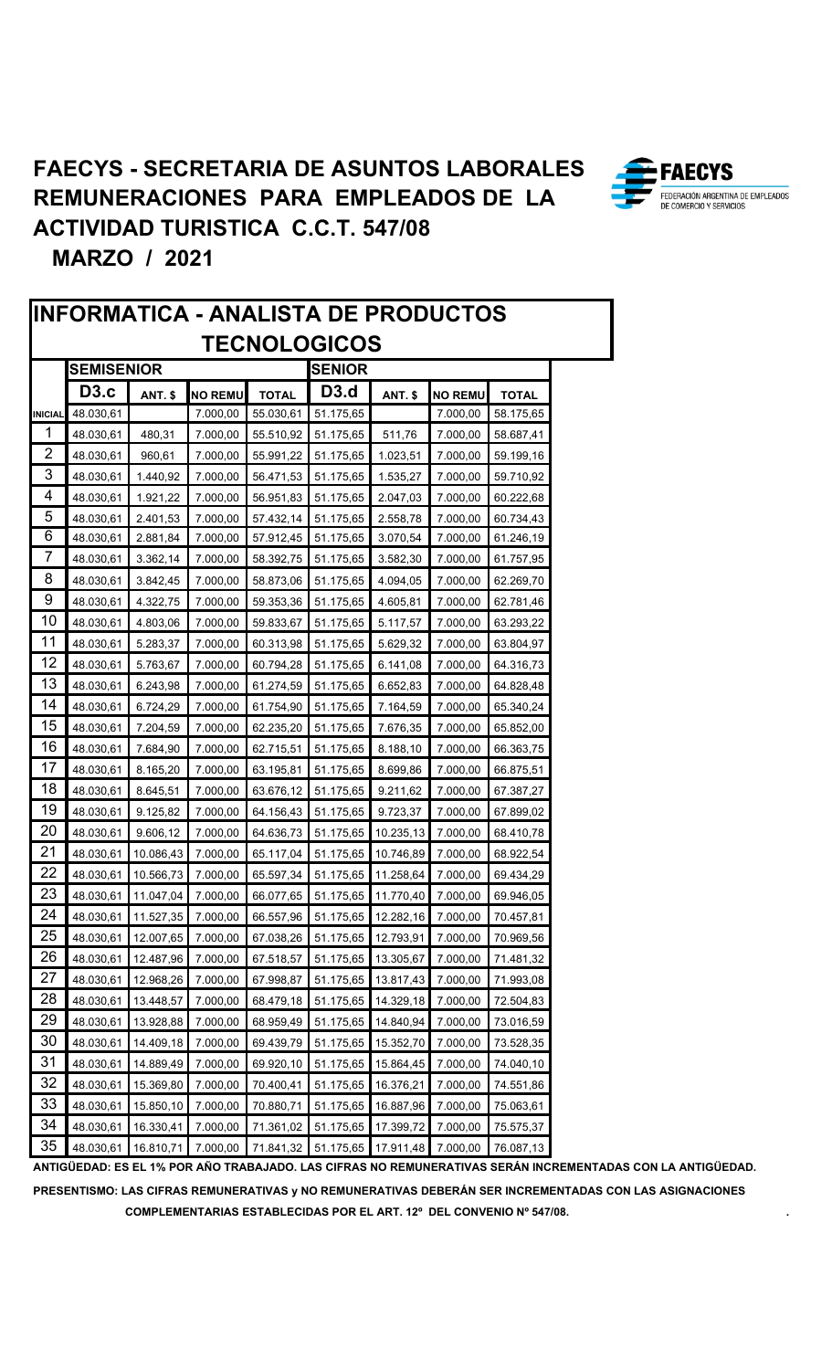# FAECYS - SECRETARIA DE ASUNTOS LABORALES
# REMUNERACIONES PARA EMPLEADOS DE LA ACTIVIDAD TURISTICA C.C.T. 547/08

## MARZO / 2021

## INFORMATICA - ANALISTA DE PRODUCTOS TECNOLOGICOS

| | SEMISENIOR | | | | SENIOR | | | |
|---|---|---|---|---|---|---|---|---|
| | D3.c | ANT. $ | NO REMU | TOTAL | D3.d | ANT. $ | NO REMU | TOTAL |
| INICIAL | 48.030,61 | | 7.000,00 | 55.030,61 | 51.175,65 | | 7.000,00 | 58.175,65 |
| 1 | 48.030,61 | 480,31 | 7.000,00 | 55.510,92 | 51.175,65 | 511,76 | 7.000,00 | 58.687,41 |
| 2 | 48.030,61 | 960,61 | 7.000,00 | 55.991,22 | 51.175,65 | 1.023,51 | 7.000,00 | 59.199,16 |
| 3 | 48.030,61 | 1.440,92 | 7.000,00 | 56.471,53 | 51.175,65 | 1.535,27 | 7.000,00 | 59.710,92 |
| 4 | 48.030,61 | 1.921,22 | 7.000,00 | 56.951,83 | 51.175,65 | 2.047,03 | 7.000,00 | 60.222,68 |
| 5 | 48.030,61 | 2.401,53 | 7.000,00 | 57.432,14 | 51.175,65 | 2.558,78 | 7.000,00 | 60.734,43 |
| 6 | 48.030,61 | 2.881,84 | 7.000,00 | 57.912,45 | 51.175,65 | 3.070,54 | 7.000,00 | 61.246,19 |
| 7 | 48.030,61 | 3.362,14 | 7.000,00 | 58.392,75 | 51.175,65 | 3.582,30 | 7.000,00 | 61.757,95 |
| 8 | 48.030,61 | 3.842,45 | 7.000,00 | 58.873,06 | 51.175,65 | 4.094,05 | 7.000,00 | 62.269,70 |
| 9 | 48.030,61 | 4.322,75 | 7.000,00 | 59.353,36 | 51.175,65 | 4.605,81 | 7.000,00 | 62.781,46 |
| 10 | 48.030,61 | 4.803,06 | 7.000,00 | 59.833,67 | 51.175,65 | 5.117,57 | 7.000,00 | 63.293,22 |
| 11 | 48.030,61 | 5.283,37 | 7.000,00 | 60.313,98 | 51.175,65 | 5.629,32 | 7.000,00 | 63.804,97 |
| 12 | 48.030,61 | 5.763,67 | 7.000,00 | 60.794,28 | 51.175,65 | 6.141,08 | 7.000,00 | 64.316,73 |
| 13 | 48.030,61 | 6.243,98 | 7.000,00 | 61.274,59 | 51.175,65 | 6.652,83 | 7.000,00 | 64.828,48 |
| 14 | 48.030,61 | 6.724,29 | 7.000,00 | 61.754,90 | 51.175,65 | 7.164,59 | 7.000,00 | 65.340,24 |
| 15 | 48.030,61 | 7.204,59 | 7.000,00 | 62.235,20 | 51.175,65 | 7.676,35 | 7.000,00 | 65.852,00 |
| 16 | 48.030,61 | 7.684,90 | 7.000,00 | 62.715,51 | 51.175,65 | 8.188,10 | 7.000,00 | 66.363,75 |
| 17 | 48.030,61 | 8.165,20 | 7.000,00 | 63.195,81 | 51.175,65 | 8.699,86 | 7.000,00 | 66.875,51 |
| 18 | 48.030,61 | 8.645,51 | 7.000,00 | 63.676,12 | 51.175,65 | 9.211,62 | 7.000,00 | 67.387,27 |
| 19 | 48.030,61 | 9.125,82 | 7.000,00 | 64.156,43 | 51.175,65 | 9.723,37 | 7.000,00 | 67.899,02 |
| 20 | 48.030,61 | 9.606,12 | 7.000,00 | 64.636,73 | 51.175,65 | 10.235,13 | 7.000,00 | 68.410,78 |
| 21 | 48.030,61 | 10.086,43 | 7.000,00 | 65.117,04 | 51.175,65 | 10.746,89 | 7.000,00 | 68.922,54 |
| 22 | 48.030,61 | 10.566,73 | 7.000,00 | 65.597,34 | 51.175,65 | 11.258,64 | 7.000,00 | 69.434,29 |
| 23 | 48.030,61 | 11.047,04 | 7.000,00 | 66.077,65 | 51.175,65 | 11.770,40 | 7.000,00 | 69.946,05 |
| 24 | 48.030,61 | 11.527,35 | 7.000,00 | 66.557,96 | 51.175,65 | 12.282,16 | 7.000,00 | 70.457,81 |
| 25 | 48.030,61 | 12.007,65 | 7.000,00 | 67.038,26 | 51.175,65 | 12.793,91 | 7.000,00 | 70.969,56 |
| 26 | 48.030,61 | 12.487,96 | 7.000,00 | 67.518,57 | 51.175,65 | 13.305,67 | 7.000,00 | 71.481,32 |
| 27 | 48.030,61 | 12.968,26 | 7.000,00 | 67.998,87 | 51.175,65 | 13.817,43 | 7.000,00 | 71.993,08 |
| 28 | 48.030,61 | 13.448,57 | 7.000,00 | 68.479,18 | 51.175,65 | 14.329,18 | 7.000,00 | 72.504,83 |
| 29 | 48.030,61 | 13.928,88 | 7.000,00 | 68.959,49 | 51.175,65 | 14.840,94 | 7.000,00 | 73.016,59 |
| 30 | 48.030,61 | 14.409,18 | 7.000,00 | 69.439,79 | 51.175,65 | 15.352,70 | 7.000,00 | 73.528,35 |
| 31 | 48.030,61 | 14.889,49 | 7.000,00 | 69.920,10 | 51.175,65 | 15.864,45 | 7.000,00 | 74.040,10 |
| 32 | 48.030,61 | 15.369,80 | 7.000,00 | 70.400,41 | 51.175,65 | 16.376,21 | 7.000,00 | 74.551,86 |
| 33 | 48.030,61 | 15.850,10 | 7.000,00 | 70.880,71 | 51.175,65 | 16.887,96 | 7.000,00 | 75.063,61 |
| 34 | 48.030,61 | 16.330,41 | 7.000,00 | 71.361,02 | 51.175,65 | 17.399,72 | 7.000,00 | 75.575,37 |
| 35 | 48.030,61 | 16.810,71 | 7.000,00 | 71.841,32 | 51.175,65 | 17.911,48 | 7.000,00 | 76.087,13 |

**ANTIGÜEDAD: ES EL 1% POR AÑO TRABAJADO. LAS CIFRAS NO REMUNERATIVAS SERÁN INCREMENTADAS CON LA ANTIGÜEDAD.**

**PRESENTISMO: LAS CIFRAS REMUNERATIVAS y NO REMUNERATIVAS DEBERÁN SER INCREMENTADAS CON LAS ASIGNACIONES COMPLEMENTARIAS ESTABLECIDAS POR EL ART. 12º DEL CONVENIO Nº 547/08.**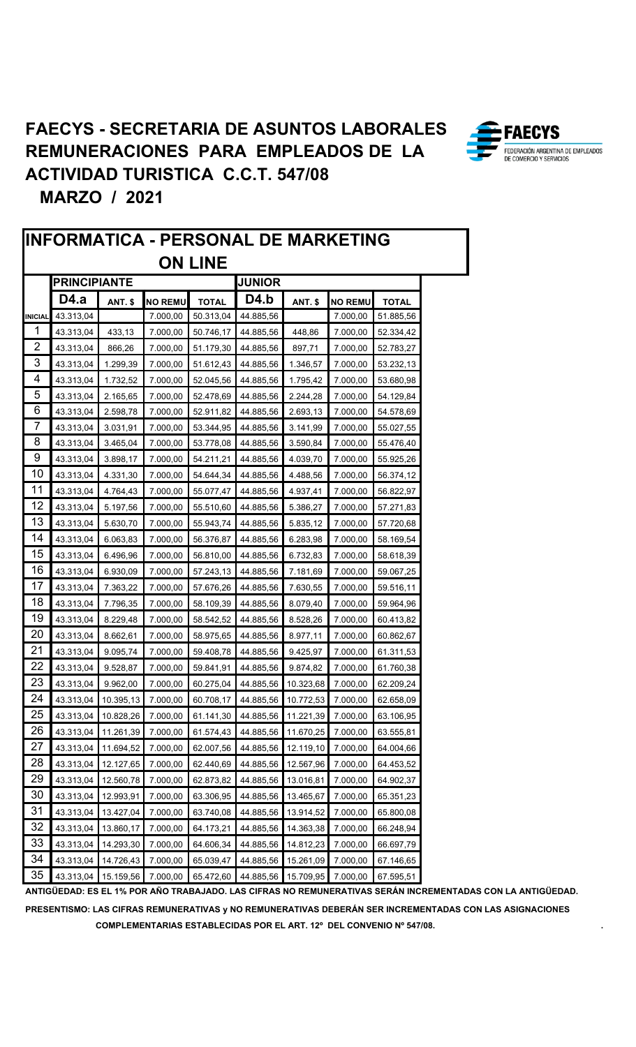# FAECYS - SECRETARIA DE ASUNTOS LABORALES REMUNERACIONES PARA EMPLEADOS DE LA ACTIVIDAD TURISTICA C.C.T. 547/08

## MARZO / 2021

## INFORMATICA - PERSONAL DE MARKETING ON LINE

| | PRINCIPIANTE | | | | JUNIOR | | | |
|---|---|---|---|---|---|---|---|---|
| | D4.a | ANT. $ | NO REMU | TOTAL | D4.b | ANT. $ | NO REMU | TOTAL |
| INICIAL | 43.313,04 | | 7.000,00 | 50.313,04 | 44.885,56 | | 7.000,00 | 51.885,56 |
| 1 | 43.313,04 | 433,13 | 7.000,00 | 50.746,17 | 44.885,56 | 448,86 | 7.000,00 | 52.334,42 |
| 2 | 43.313,04 | 866,26 | 7.000,00 | 51.179,30 | 44.885,56 | 897,71 | 7.000,00 | 52.783,27 |
| 3 | 43.313,04 | 1.299,39 | 7.000,00 | 51.612,43 | 44.885,56 | 1.346,57 | 7.000,00 | 53.232,13 |
| 4 | 43.313,04 | 1.732,52 | 7.000,00 | 52.045,56 | 44.885,56 | 1.795,42 | 7.000,00 | 53.680,98 |
| 5 | 43.313,04 | 2.165,65 | 7.000,00 | 52.478,69 | 44.885,56 | 2.244,28 | 7.000,00 | 54.129,84 |
| 6 | 43.313,04 | 2.598,78 | 7.000,00 | 52.911,82 | 44.885,56 | 2.693,13 | 7.000,00 | 54.578,69 |
| 7 | 43.313,04 | 3.031,91 | 7.000,00 | 53.344,95 | 44.885,56 | 3.141,99 | 7.000,00 | 55.027,55 |
| 8 | 43.313,04 | 3.465,04 | 7.000,00 | 53.778,08 | 44.885,56 | 3.590,84 | 7.000,00 | 55.476,40 |
| 9 | 43.313,04 | 3.898,17 | 7.000,00 | 54.211,21 | 44.885,56 | 4.039,70 | 7.000,00 | 55.925,26 |
| 10 | 43.313,04 | 4.331,30 | 7.000,00 | 54.644,34 | 44.885,56 | 4.488,56 | 7.000,00 | 56.374,12 |
| 11 | 43.313,04 | 4.764,43 | 7.000,00 | 55.077,47 | 44.885,56 | 4.937,41 | 7.000,00 | 56.822,97 |
| 12 | 43.313,04 | 5.197,56 | 7.000,00 | 55.510,60 | 44.885,56 | 5.386,27 | 7.000,00 | 57.271,83 |
| 13 | 43.313,04 | 5.630,70 | 7.000,00 | 55.943,74 | 44.885,56 | 5.835,12 | 7.000,00 | 57.720,68 |
| 14 | 43.313,04 | 6.063,83 | 7.000,00 | 56.376,87 | 44.885,56 | 6.283,98 | 7.000,00 | 58.169,54 |
| 15 | 43.313,04 | 6.496,96 | 7.000,00 | 56.810,00 | 44.885,56 | 6.732,83 | 7.000,00 | 58.618,39 |
| 16 | 43.313,04 | 6.930,09 | 7.000,00 | 57.243,13 | 44.885,56 | 7.181,69 | 7.000,00 | 59.067,25 |
| 17 | 43.313,04 | 7.363,22 | 7.000,00 | 57.676,26 | 44.885,56 | 7.630,55 | 7.000,00 | 59.516,11 |
| 18 | 43.313,04 | 7.796,35 | 7.000,00 | 58.109,39 | 44.885,56 | 8.079,40 | 7.000,00 | 59.964,96 |
| 19 | 43.313,04 | 8.229,48 | 7.000,00 | 58.542,52 | 44.885,56 | 8.528,26 | 7.000,00 | 60.413,82 |
| 20 | 43.313,04 | 8.662,61 | 7.000,00 | 58.975,65 | 44.885,56 | 8.977,11 | 7.000,00 | 60.862,67 |
| 21 | 43.313,04 | 9.095,74 | 7.000,00 | 59.408,78 | 44.885,56 | 9.425,97 | 7.000,00 | 61.311,53 |
| 22 | 43.313,04 | 9.528,87 | 7.000,00 | 59.841,91 | 44.885,56 | 9.874,82 | 7.000,00 | 61.760,38 |
| 23 | 43.313,04 | 9.962,00 | 7.000,00 | 60.275,04 | 44.885,56 | 10.323,68 | 7.000,00 | 62.209,24 |
| 24 | 43.313,04 | 10.395,13 | 7.000,00 | 60.708,17 | 44.885,56 | 10.772,53 | 7.000,00 | 62.658,09 |
| 25 | 43.313,04 | 10.828,26 | 7.000,00 | 61.141,30 | 44.885,56 | 11.221,39 | 7.000,00 | 63.106,95 |
| 26 | 43.313,04 | 11.261,39 | 7.000,00 | 61.574,43 | 44.885,56 | 11.670,25 | 7.000,00 | 63.555,81 |
| 27 | 43.313,04 | 11.694,52 | 7.000,00 | 62.007,56 | 44.885,56 | 12.119,10 | 7.000,00 | 64.004,66 |
| 28 | 43.313,04 | 12.127,65 | 7.000,00 | 62.440,69 | 44.885,56 | 12.567,96 | 7.000,00 | 64.453,52 |
| 29 | 43.313,04 | 12.560,78 | 7.000,00 | 62.873,82 | 44.885,56 | 13.016,81 | 7.000,00 | 64.902,37 |
| 30 | 43.313,04 | 12.993,91 | 7.000,00 | 63.306,95 | 44.885,56 | 13.465,67 | 7.000,00 | 65.351,23 |
| 31 | 43.313,04 | 13.427,04 | 7.000,00 | 63.740,08 | 44.885,56 | 13.914,52 | 7.000,00 | 65.800,08 |
| 32 | 43.313,04 | 13.860,17 | 7.000,00 | 64.173,21 | 44.885,56 | 14.363,38 | 7.000,00 | 66.248,94 |
| 33 | 43.313,04 | 14.293,30 | 7.000,00 | 64.606,34 | 44.885,56 | 14.812,23 | 7.000,00 | 66.697,79 |
| 34 | 43.313,04 | 14.726,43 | 7.000,00 | 65.039,47 | 44.885,56 | 15.261,09 | 7.000,00 | 67.146,65 |
| 35 | 43.313,04 | 15.159,56 | 7.000,00 | 65.472,60 | 44.885,56 | 15.709,95 | 7.000,00 | 67.595,51 |

**ANTIGÜEDAD: ES EL 1% POR AÑO TRABAJADO. LAS CIFRAS NO REMUNERATIVAS SERÁN INCREMENTADAS CON LA ANTIGÜEDAD.**

**PRESENTISMO: LAS CIFRAS REMUNERATIVAS y NO REMUNERATIVAS DEBERÁN SER INCREMENTADAS CON LAS ASIGNACIONES COMPLEMENTARIAS ESTABLECIDAS POR EL ART. 12º DEL CONVENIO Nº 547/08.**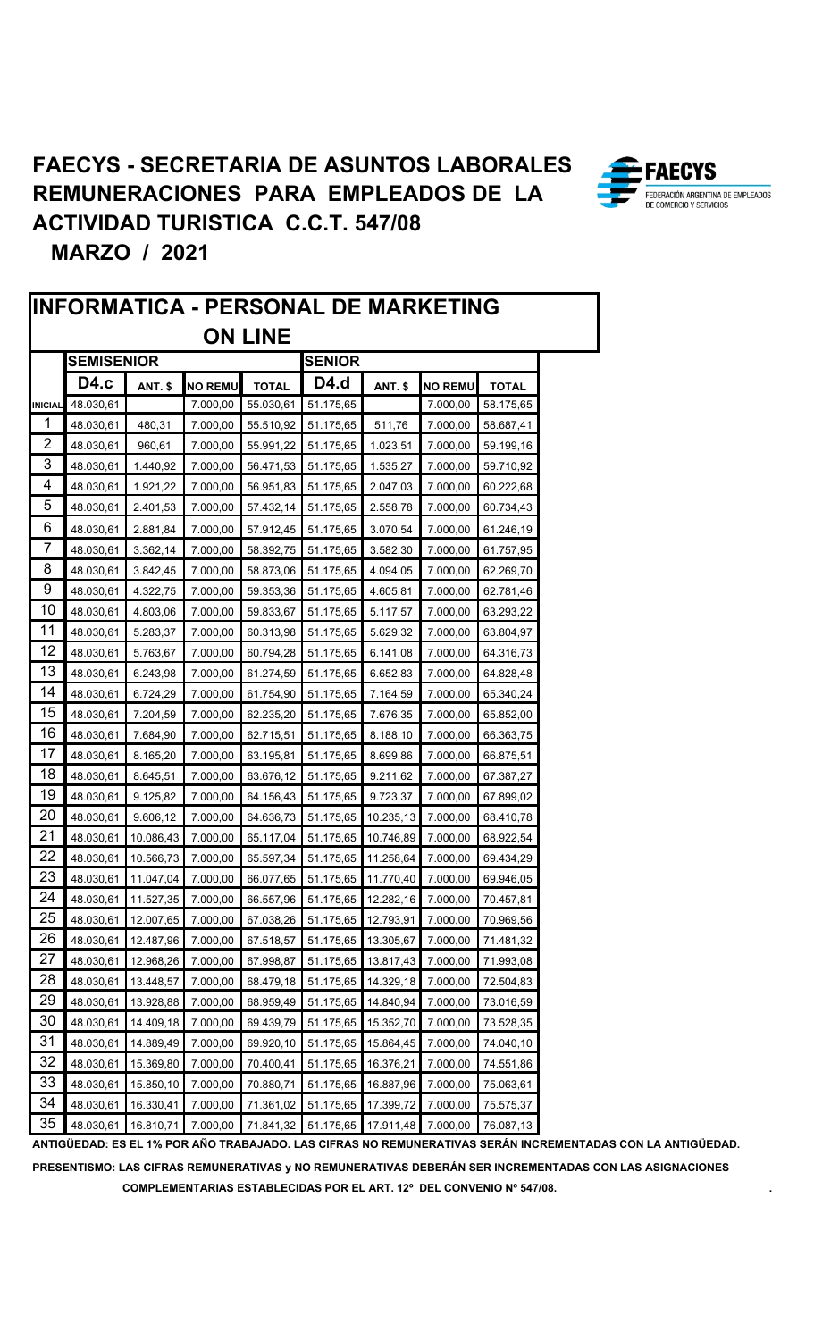# FAECYS - SECRETARIA DE ASUNTOS LABORALES
# REMUNERACIONES PARA EMPLEADOS DE LA ACTIVIDAD TURISTICA C.C.T. 547/08

## MARZO / 2021

## INFORMATICA - PERSONAL DE MARKETING ON LINE

| | SEMISENIOR | | | | SENIOR | | | |
|---|---|---|---|---|---|---|---|---|
| | **D4.c** | **ANT. $** | **NO REMU** | **TOTAL** | **D4.d** | **ANT. $** | **NO REMU** | **TOTAL** |
| **INICIAL** | 48.030,61 | | 7.000,00 | 55.030,61 | 51.175,65 | | 7.000,00 | 58.175,65 |
| 1 | 48.030,61 | 480,31 | 7.000,00 | 55.510,92 | 51.175,65 | 511,76 | 7.000,00 | 58.687,41 |
| 2 | 48.030,61 | 960,61 | 7.000,00 | 55.991,22 | 51.175,65 | 1.023,51 | 7.000,00 | 59.199,16 |
| 3 | 48.030,61 | 1.440,92 | 7.000,00 | 56.471,53 | 51.175,65 | 1.535,27 | 7.000,00 | 59.710,92 |
| 4 | 48.030,61 | 1.921,22 | 7.000,00 | 56.951,83 | 51.175,65 | 2.047,03 | 7.000,00 | 60.222,68 |
| 5 | 48.030,61 | 2.401,53 | 7.000,00 | 57.432,14 | 51.175,65 | 2.558,78 | 7.000,00 | 60.734,43 |
| 6 | 48.030,61 | 2.881,84 | 7.000,00 | 57.912,45 | 51.175,65 | 3.070,54 | 7.000,00 | 61.246,19 |
| 7 | 48.030,61 | 3.362,14 | 7.000,00 | 58.392,75 | 51.175,65 | 3.582,30 | 7.000,00 | 61.757,95 |
| 8 | 48.030,61 | 3.842,45 | 7.000,00 | 58.873,06 | 51.175,65 | 4.094,05 | 7.000,00 | 62.269,70 |
| 9 | 48.030,61 | 4.322,75 | 7.000,00 | 59.353,36 | 51.175,65 | 4.605,81 | 7.000,00 | 62.781,46 |
| 10 | 48.030,61 | 4.803,06 | 7.000,00 | 59.833,67 | 51.175,65 | 5.117,57 | 7.000,00 | 63.293,22 |
| 11 | 48.030,61 | 5.283,37 | 7.000,00 | 60.313,98 | 51.175,65 | 5.629,32 | 7.000,00 | 63.804,97 |
| 12 | 48.030,61 | 5.763,67 | 7.000,00 | 60.794,28 | 51.175,65 | 6.141,08 | 7.000,00 | 64.316,73 |
| 13 | 48.030,61 | 6.243,98 | 7.000,00 | 61.274,59 | 51.175,65 | 6.652,83 | 7.000,00 | 64.828,48 |
| 14 | 48.030,61 | 6.724,29 | 7.000,00 | 61.754,90 | 51.175,65 | 7.164,59 | 7.000,00 | 65.340,24 |
| 15 | 48.030,61 | 7.204,59 | 7.000,00 | 62.235,20 | 51.175,65 | 7.676,35 | 7.000,00 | 65.852,00 |
| 16 | 48.030,61 | 7.684,90 | 7.000,00 | 62.715,51 | 51.175,65 | 8.188,10 | 7.000,00 | 66.363,75 |
| 17 | 48.030,61 | 8.165,20 | 7.000,00 | 63.195,81 | 51.175,65 | 8.699,86 | 7.000,00 | 66.875,51 |
| 18 | 48.030,61 | 8.645,51 | 7.000,00 | 63.676,12 | 51.175,65 | 9.211,62 | 7.000,00 | 67.387,27 |
| 19 | 48.030,61 | 9.125,82 | 7.000,00 | 64.156,43 | 51.175,65 | 9.723,37 | 7.000,00 | 67.899,02 |
| 20 | 48.030,61 | 9.606,12 | 7.000,00 | 64.636,73 | 51.175,65 | 10.235,13 | 7.000,00 | 68.410,78 |
| 21 | 48.030,61 | 10.086,43 | 7.000,00 | 65.117,04 | 51.175,65 | 10.746,89 | 7.000,00 | 68.922,54 |
| 22 | 48.030,61 | 10.566,73 | 7.000,00 | 65.597,34 | 51.175,65 | 11.258,64 | 7.000,00 | 69.434,29 |
| 23 | 48.030,61 | 11.047,04 | 7.000,00 | 66.077,65 | 51.175,65 | 11.770,40 | 7.000,00 | 69.946,05 |
| 24 | 48.030,61 | 11.527,35 | 7.000,00 | 66.557,96 | 51.175,65 | 12.282,16 | 7.000,00 | 70.457,81 |
| 25 | 48.030,61 | 12.007,65 | 7.000,00 | 67.038,26 | 51.175,65 | 12.793,91 | 7.000,00 | 70.969,56 |
| 26 | 48.030,61 | 12.487,96 | 7.000,00 | 67.518,57 | 51.175,65 | 13.305,67 | 7.000,00 | 71.481,32 |
| 27 | 48.030,61 | 12.968,26 | 7.000,00 | 67.998,87 | 51.175,65 | 13.817,43 | 7.000,00 | 71.993,08 |
| 28 | 48.030,61 | 13.448,57 | 7.000,00 | 68.479,18 | 51.175,65 | 14.329,18 | 7.000,00 | 72.504,83 |
| 29 | 48.030,61 | 13.928,88 | 7.000,00 | 68.959,49 | 51.175,65 | 14.840,94 | 7.000,00 | 73.016,59 |
| 30 | 48.030,61 | 14.409,18 | 7.000,00 | 69.439,79 | 51.175,65 | 15.352,70 | 7.000,00 | 73.528,35 |
| 31 | 48.030,61 | 14.889,49 | 7.000,00 | 69.920,10 | 51.175,65 | 15.864,45 | 7.000,00 | 74.040,10 |
| 32 | 48.030,61 | 15.369,80 | 7.000,00 | 70.400,41 | 51.175,65 | 16.376,21 | 7.000,00 | 74.551,86 |
| 33 | 48.030,61 | 15.850,10 | 7.000,00 | 70.880,71 | 51.175,65 | 16.887,96 | 7.000,00 | 75.063,61 |
| 34 | 48.030,61 | 16.330,41 | 7.000,00 | 71.361,02 | 51.175,65 | 17.399,72 | 7.000,00 | 75.575,37 |
| 35 | 48.030,61 | 16.810,71 | 7.000,00 | 71.841,32 | 51.175,65 | 17.911,48 | 7.000,00 | 76.087,13 |

**ANTIGÜEDAD: ES EL 1% POR AÑO TRABAJADO. LAS CIFRAS NO REMUNERATIVAS SERÁN INCREMENTADAS CON LA ANTIGÜEDAD.**

**PRESENTISMO: LAS CIFRAS REMUNERATIVAS y NO REMUNERATIVAS DEBERÁN SER INCREMENTADAS CON LAS ASIGNACIONES COMPLEMENTARIAS ESTABLECIDAS POR EL ART. 12º DEL CONVENIO Nº 547/08.**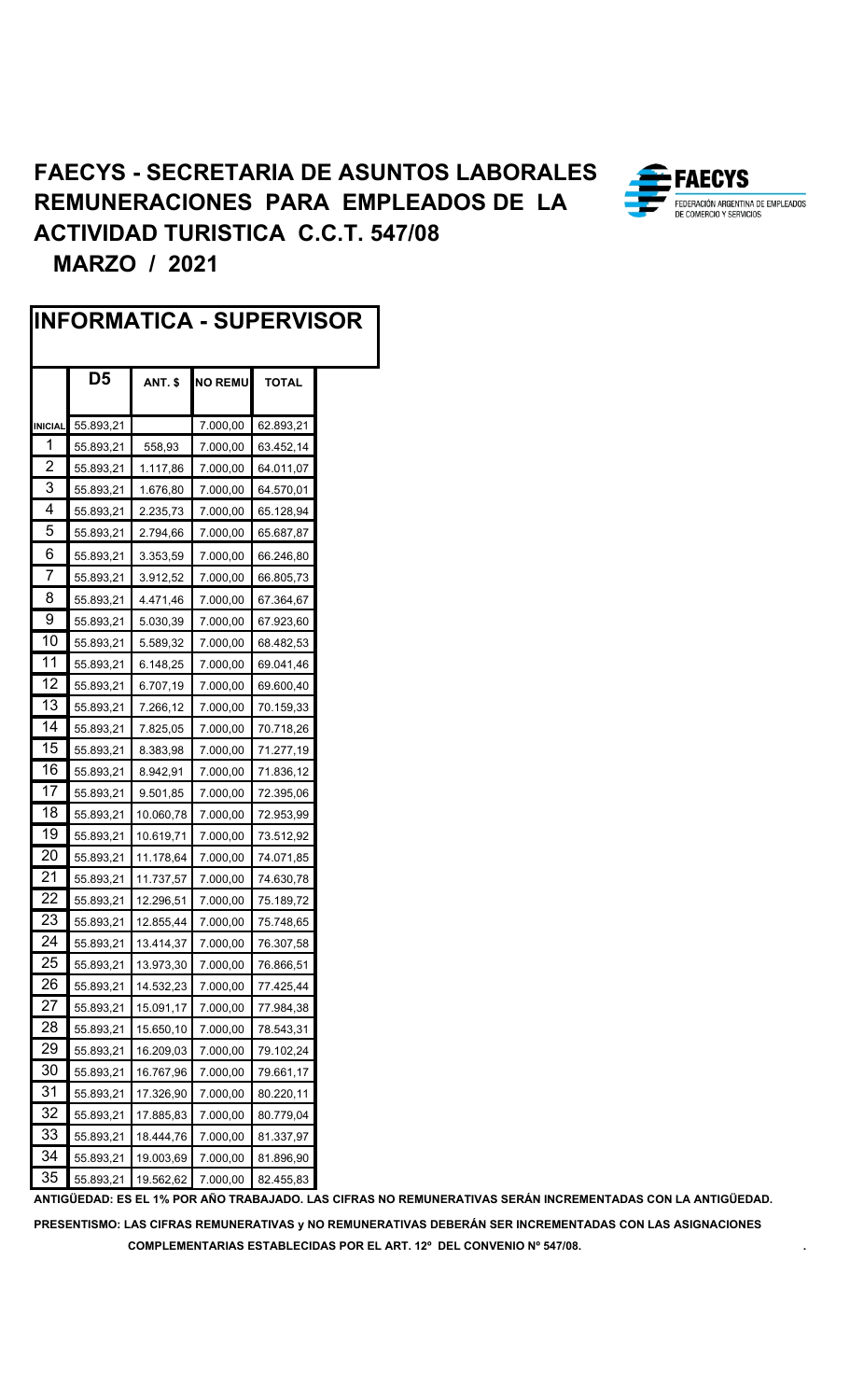# FAECYS - SECRETARIA DE ASUNTOS LABORALES
# REMUNERACIONES PARA EMPLEADOS DE LA ACTIVIDAD TURISTICA C.C.T. 547/08
## MARZO / 2021

FAECYS
FEDERACIÓN ARGENTINA DE EMPLEADOS DE COMERCIO Y SERVICIOS

## INFORMATICA - SUPERVISOR

| | D5 | ANT. $ | NO REMU | TOTAL |
|---|---|---|---|---|
| INICIAL | 55.893,21 | | 7.000,00 | 62.893,21 |
| 1 | 55.893,21 | 558,93 | 7.000,00 | 63.452,14 |
| 2 | 55.893,21 | 1.117,86 | 7.000,00 | 64.011,07 |
| 3 | 55.893,21 | 1.676,80 | 7.000,00 | 64.570,01 |
| 4 | 55.893,21 | 2.235,73 | 7.000,00 | 65.128,94 |
| 5 | 55.893,21 | 2.794,66 | 7.000,00 | 65.687,87 |
| 6 | 55.893,21 | 3.353,59 | 7.000,00 | 66.246,80 |
| 7 | 55.893,21 | 3.912,52 | 7.000,00 | 66.805,73 |
| 8 | 55.893,21 | 4.471,46 | 7.000,00 | 67.364,67 |
| 9 | 55.893,21 | 5.030,39 | 7.000,00 | 67.923,60 |
| 10 | 55.893,21 | 5.589,32 | 7.000,00 | 68.482,53 |
| 11 | 55.893,21 | 6.148,25 | 7.000,00 | 69.041,46 |
| 12 | 55.893,21 | 6.707,19 | 7.000,00 | 69.600,40 |
| 13 | 55.893,21 | 7.266,12 | 7.000,00 | 70.159,33 |
| 14 | 55.893,21 | 7.825,05 | 7.000,00 | 70.718,26 |
| 15 | 55.893,21 | 8.383,98 | 7.000,00 | 71.277,19 |
| 16 | 55.893,21 | 8.942,91 | 7.000,00 | 71.836,12 |
| 17 | 55.893,21 | 9.501,85 | 7.000,00 | 72.395,06 |
| 18 | 55.893,21 | 10.060,78 | 7.000,00 | 72.953,99 |
| 19 | 55.893,21 | 10.619,71 | 7.000,00 | 73.512,92 |
| 20 | 55.893,21 | 11.178,64 | 7.000,00 | 74.071,85 |
| 21 | 55.893,21 | 11.737,57 | 7.000,00 | 74.630,78 |
| 22 | 55.893,21 | 12.296,51 | 7.000,00 | 75.189,72 |
| 23 | 55.893,21 | 12.855,44 | 7.000,00 | 75.748,65 |
| 24 | 55.893,21 | 13.414,37 | 7.000,00 | 76.307,58 |
| 25 | 55.893,21 | 13.973,30 | 7.000,00 | 76.866,51 |
| 26 | 55.893,21 | 14.532,23 | 7.000,00 | 77.425,44 |
| 27 | 55.893,21 | 15.091,17 | 7.000,00 | 77.984,38 |
| 28 | 55.893,21 | 15.650,10 | 7.000,00 | 78.543,31 |
| 29 | 55.893,21 | 16.209,03 | 7.000,00 | 79.102,24 |
| 30 | 55.893,21 | 16.767,96 | 7.000,00 | 79.661,17 |
| 31 | 55.893,21 | 17.326,90 | 7.000,00 | 80.220,11 |
| 32 | 55.893,21 | 17.885,83 | 7.000,00 | 80.779,04 |
| 33 | 55.893,21 | 18.444,76 | 7.000,00 | 81.337,97 |
| 34 | 55.893,21 | 19.003,69 | 7.000,00 | 81.896,90 |
| 35 | 55.893,21 | 19.562,62 | 7.000,00 | 82.455,83 |

**ANTIGÜEDAD: ES EL 1% POR AÑO TRABAJADO. LAS CIFRAS NO REMUNERATIVAS SERÁN INCREMENTADAS CON LA ANTIGÜEDAD.**

**PRESENTISMO: LAS CIFRAS REMUNERATIVAS y NO REMUNERATIVAS DEBERÁN SER INCREMENTADAS CON LAS ASIGNACIONES COMPLEMENTARIAS ESTABLECIDAS POR EL ART. 12º DEL CONVENIO Nº 547/08.**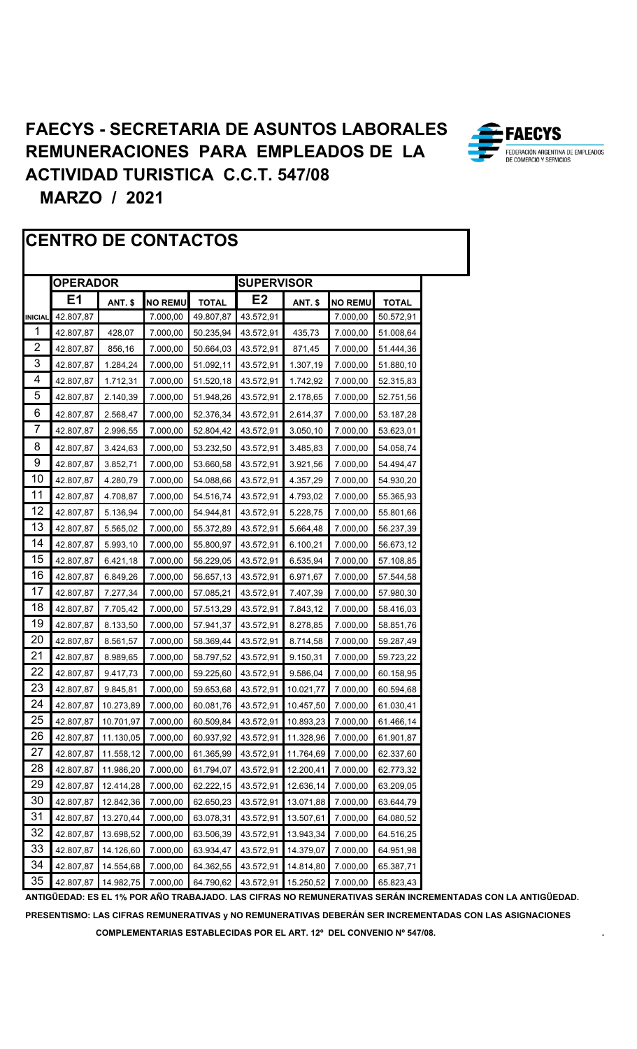# FAECYS - SECRETARIA DE ASUNTOS LABORALES
# REMUNERACIONES PARA EMPLEADOS DE LA ACTIVIDAD TURISTICA C.C.T. 547/08
## MARZO / 2021

## CENTRO DE CONTACTOS

| | OPERADOR | | | | SUPERVISOR | | | |
|---|---|---|---|---|---|---|---|---|
| | E1 | ANT. $ | NO REMU | TOTAL | E2 | ANT. $ | NO REMU | TOTAL |
| INICIAL | 42.807,87 | | 7.000,00 | 49.807,87 | 43.572,91 | | 7.000,00 | 50.572,91 |
| 1 | 42.807,87 | 428,07 | 7.000,00 | 50.235,94 | 43.572,91 | 435,73 | 7.000,00 | 51.008,64 |
| 2 | 42.807,87 | 856,16 | 7.000,00 | 50.664,03 | 43.572,91 | 871,45 | 7.000,00 | 51.444,36 |
| 3 | 42.807,87 | 1.284,24 | 7.000,00 | 51.092,11 | 43.572,91 | 1.307,19 | 7.000,00 | 51.880,10 |
| 4 | 42.807,87 | 1.712,31 | 7.000,00 | 51.520,18 | 43.572,91 | 1.742,92 | 7.000,00 | 52.315,83 |
| 5 | 42.807,87 | 2.140,39 | 7.000,00 | 51.948,26 | 43.572,91 | 2.178,65 | 7.000,00 | 52.751,56 |
| 6 | 42.807,87 | 2.568,47 | 7.000,00 | 52.376,34 | 43.572,91 | 2.614,37 | 7.000,00 | 53.187,28 |
| 7 | 42.807,87 | 2.996,55 | 7.000,00 | 52.804,42 | 43.572,91 | 3.050,10 | 7.000,00 | 53.623,01 |
| 8 | 42.807,87 | 3.424,63 | 7.000,00 | 53.232,50 | 43.572,91 | 3.485,83 | 7.000,00 | 54.058,74 |
| 9 | 42.807,87 | 3.852,71 | 7.000,00 | 53.660,58 | 43.572,91 | 3.921,56 | 7.000,00 | 54.494,47 |
| 10 | 42.807,87 | 4.280,79 | 7.000,00 | 54.088,66 | 43.572,91 | 4.357,29 | 7.000,00 | 54.930,20 |
| 11 | 42.807,87 | 4.708,87 | 7.000,00 | 54.516,74 | 43.572,91 | 4.793,02 | 7.000,00 | 55.365,93 |
| 12 | 42.807,87 | 5.136,94 | 7.000,00 | 54.944,81 | 43.572,91 | 5.228,75 | 7.000,00 | 55.801,66 |
| 13 | 42.807,87 | 5.565,02 | 7.000,00 | 55.372,89 | 43.572,91 | 5.664,48 | 7.000,00 | 56.237,39 |
| 14 | 42.807,87 | 5.993,10 | 7.000,00 | 55.800,97 | 43.572,91 | 6.100,21 | 7.000,00 | 56.673,12 |
| 15 | 42.807,87 | 6.421,18 | 7.000,00 | 56.229,05 | 43.572,91 | 6.535,94 | 7.000,00 | 57.108,85 |
| 16 | 42.807,87 | 6.849,26 | 7.000,00 | 56.657,13 | 43.572,91 | 6.971,67 | 7.000,00 | 57.544,58 |
| 17 | 42.807,87 | 7.277,34 | 7.000,00 | 57.085,21 | 43.572,91 | 7.407,39 | 7.000,00 | 57.980,30 |
| 18 | 42.807,87 | 7.705,42 | 7.000,00 | 57.513,29 | 43.572,91 | 7.843,12 | 7.000,00 | 58.416,03 |
| 19 | 42.807,87 | 8.133,50 | 7.000,00 | 57.941,37 | 43.572,91 | 8.278,85 | 7.000,00 | 58.851,76 |
| 20 | 42.807,87 | 8.561,57 | 7.000,00 | 58.369,44 | 43.572,91 | 8.714,58 | 7.000,00 | 59.287,49 |
| 21 | 42.807,87 | 8.989,65 | 7.000,00 | 58.797,52 | 43.572,91 | 9.150,31 | 7.000,00 | 59.723,22 |
| 22 | 42.807,87 | 9.417,73 | 7.000,00 | 59.225,60 | 43.572,91 | 9.586,04 | 7.000,00 | 60.158,95 |
| 23 | 42.807,87 | 9.845,81 | 7.000,00 | 59.653,68 | 43.572,91 | 10.021,77 | 7.000,00 | 60.594,68 |
| 24 | 42.807,87 | 10.273,89 | 7.000,00 | 60.081,76 | 43.572,91 | 10.457,50 | 7.000,00 | 61.030,41 |
| 25 | 42.807,87 | 10.701,97 | 7.000,00 | 60.509,84 | 43.572,91 | 10.893,23 | 7.000,00 | 61.466,14 |
| 26 | 42.807,87 | 11.130,05 | 7.000,00 | 60.937,92 | 43.572,91 | 11.328,96 | 7.000,00 | 61.901,87 |
| 27 | 42.807,87 | 11.558,12 | 7.000,00 | 61.365,99 | 43.572,91 | 11.764,69 | 7.000,00 | 62.337,60 |
| 28 | 42.807,87 | 11.986,20 | 7.000,00 | 61.794,07 | 43.572,91 | 12.200,41 | 7.000,00 | 62.773,32 |
| 29 | 42.807,87 | 12.414,28 | 7.000,00 | 62.222,15 | 43.572,91 | 12.636,14 | 7.000,00 | 63.209,05 |
| 30 | 42.807,87 | 12.842,36 | 7.000,00 | 62.650,23 | 43.572,91 | 13.071,88 | 7.000,00 | 63.644,79 |
| 31 | 42.807,87 | 13.270,44 | 7.000,00 | 63.078,31 | 43.572,91 | 13.507,61 | 7.000,00 | 64.080,52 |
| 32 | 42.807,87 | 13.698,52 | 7.000,00 | 63.506,39 | 43.572,91 | 13.943,34 | 7.000,00 | 64.516,25 |
| 33 | 42.807,87 | 14.126,60 | 7.000,00 | 63.934,47 | 43.572,91 | 14.379,07 | 7.000,00 | 64.951,98 |
| 34 | 42.807,87 | 14.554,68 | 7.000,00 | 64.362,55 | 43.572,91 | 14.814,80 | 7.000,00 | 65.387,71 |
| 35 | 42.807,87 | 14.982,75 | 7.000,00 | 64.790,62 | 43.572,91 | 15.250,52 | 7.000,00 | 65.823,43 |

**ANTIGÜEDAD: ES EL 1% POR AÑO TRABAJADO. LAS CIFRAS NO REMUNERATIVAS SERÁN INCREMENTADAS CON LA ANTIGÜEDAD.**

**PRESENTISMO: LAS CIFRAS REMUNERATIVAS y NO REMUNERATIVAS DEBERÁN SER INCREMENTADAS CON LAS ASIGNACIONES COMPLEMENTARIAS ESTABLECIDAS POR EL ART. 12º DEL CONVENIO Nº 547/08.**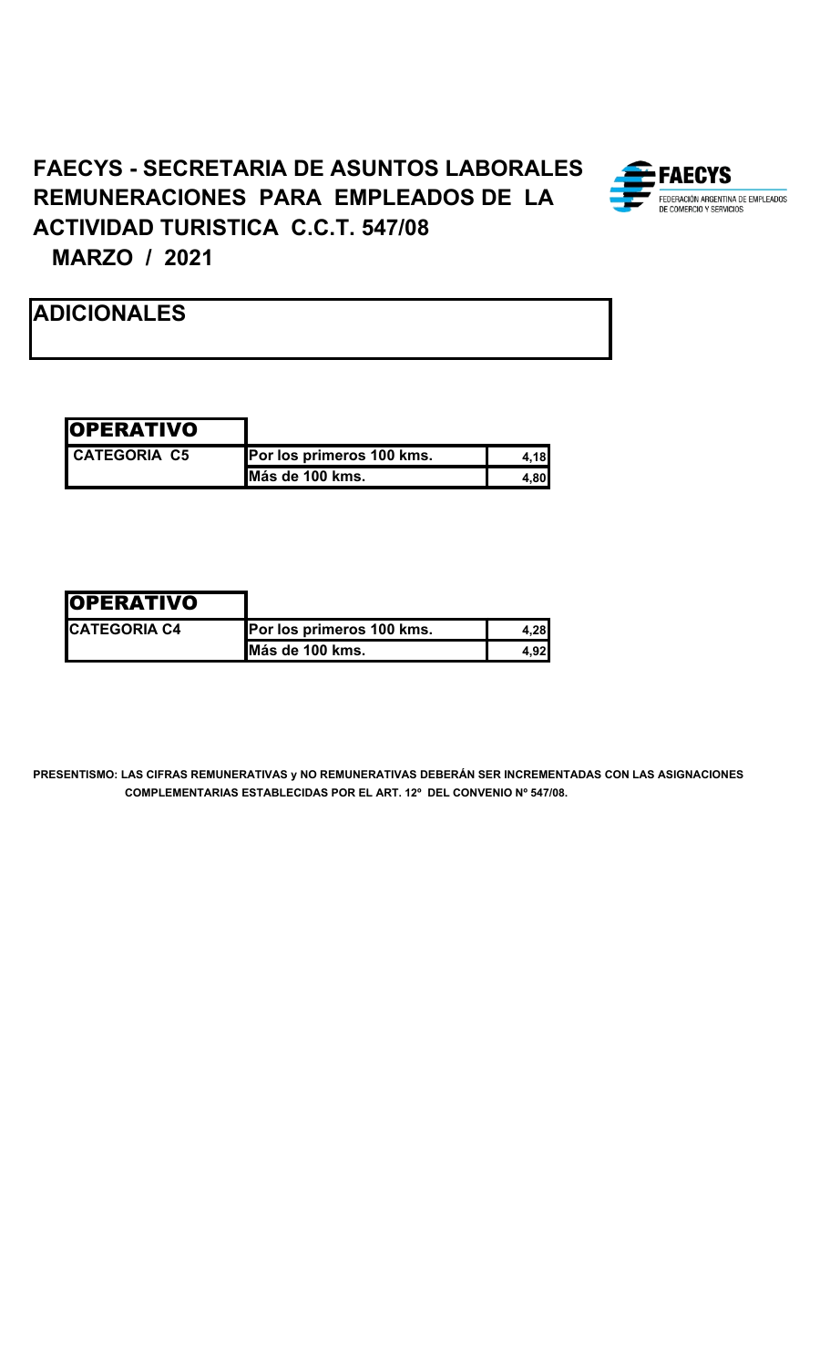# FAECYS - SECRETARIA DE ASUNTOS LABORALES
# REMUNERACIONES PARA EMPLEADOS DE LA ACTIVIDAD TURISTICA C.C.T. 547/08

## MARZO / 2021

FAECYS
FEDERACIÓN ARGENTINA DE EMPLEADOS DE COMERCIO Y SERVICIOS

## ADICIONALES

| OPERATIVO | | |
|---|---|---|
| CATEGORIA C5 | Por los primeros 100 kms. | 4,18 |
| | Más de 100 kms. | 4,80 |

| OPERATIVO | | |
|---|---|---|
| CATEGORIA C4 | Por los primeros 100 kms. | 4,28 |
| | Más de 100 kms. | 4,92 |

**PRESENTISMO: LAS CIFRAS REMUNERATIVAS y NO REMUNERATIVAS DEBERÁN SER INCREMENTADAS CON LAS ASIGNACIONES COMPLEMENTARIAS ESTABLECIDAS POR EL ART. 12º DEL CONVENIO Nº 547/08.**